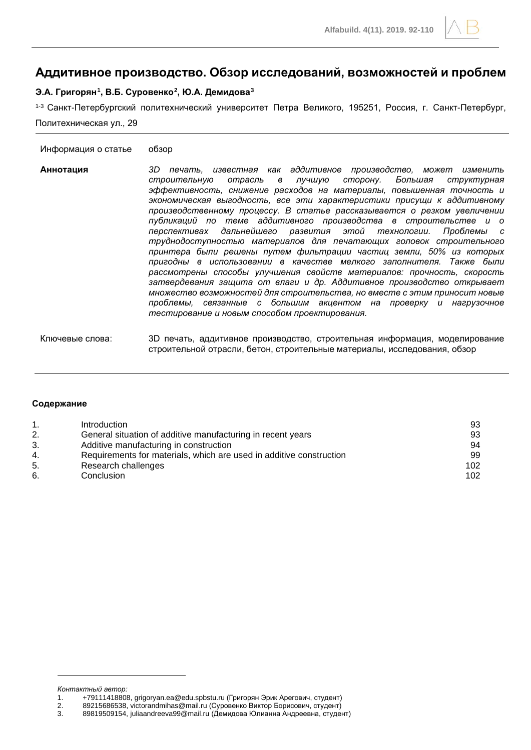# Аддитивное производство. Обзор исследований, возможностей и проблем

**Э.А. Григорян[1], В.Б. Суровенко[2], Ю.А. Демидова[3]**

[1-3] Санкт-Петербургский политехнический университет Петра Великого, 195251, Россия, г. Санкт-Петербург, Политехническая ул., 29

| | |
|---|---|
| Информация о статье | обзор |
| **Аннотация** | *3D печать, известная как аддитивное производство, может изменить строительную отрасль в лучшую сторону. Большая структурная эффективность, снижение расходов на материалы, повышенная точность и экономическая выгодность, все эти характеристики присущи к аддитивному производственному процессу. В статье рассказывается о резком увеличении публикаций по теме аддитивного производства в строительстве и о перспективах дальнейшего развития этой технологии. Проблемы с труднодоступностью материалов для печатающих головок строительного принтера были решены путем фильтрации частиц земли, 50% из которых пригодны в использовании в качестве мелкого заполнителя. Также были рассмотрены способы улучшения свойств материалов: прочность, скорость затвердевания защита от влаги и др. Аддитивное производство открывает множество возможностей для строительства, но вместе с этим приносит новые проблемы, связанные с большим акцентом на проверку и нагрузочное тестирование и новым способом проектирования.* |
| Ключевые слова: | 3D печать, аддитивное производство, строительная информация, моделирование строительной отрасли, бетон, строительные материалы, исследования, обзор |

**Содержание**

| | | |
|---|---|---|
| 1. | Introduction | 93 |
| 2. | General situation of additive manufacturing in recent years | 93 |
| 3. | Additive manufacturing in construction | 94 |
| 4. | Requirements for materials, which are used in additive construction | 99 |
| 5. | Research challenges | 102 |
| 6. | Conclusion | 102 |

*Контактный автор:*

1. +79111418808, grigoryan.ea@edu.spbstu.ru (Григорян Эрик Арегович, студент)
2. 89215686538, victorandmihas@mail.ru (Суровенко Виктор Борисович, студент)
3. 89819509154, juliaandreeva99@mail.ru (Демидова Юлианна Андреевна, студент)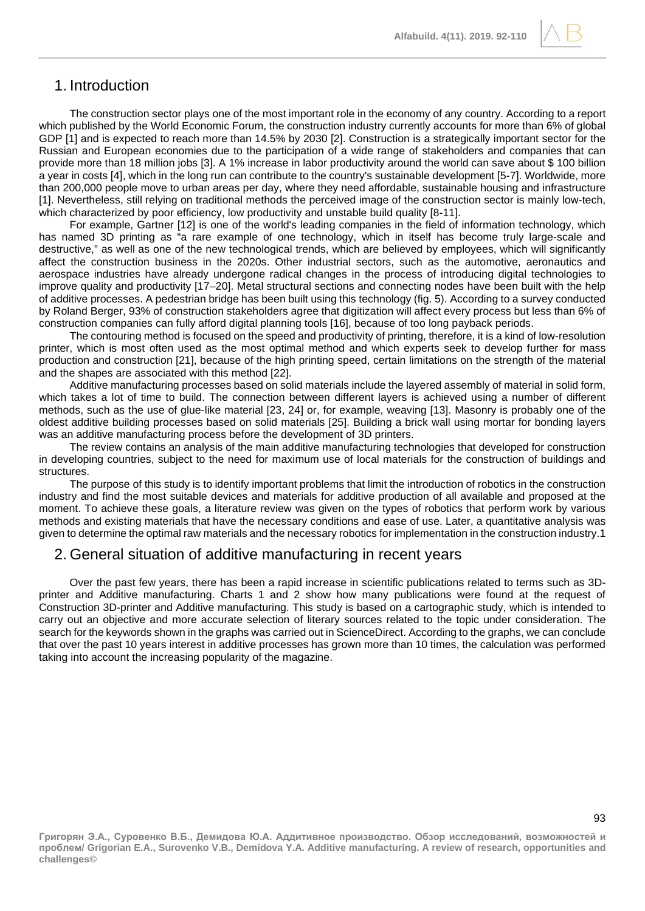## 1. Introduction

The construction sector plays one of the most important role in the economy of any country. According to a report which published by the World Economic Forum, the construction industry currently accounts for more than 6% of global GDP [1] and is expected to reach more than 14.5% by 2030 [2]. Construction is a strategically important sector for the Russian and European economies due to the participation of a wide range of stakeholders and companies that can provide more than 18 million jobs [3]. A 1% increase in labor productivity around the world can save about $ 100 billion a year in costs [4], which in the long run can contribute to the country's sustainable development [5-7]. Worldwide, more than 200,000 people move to urban areas per day, where they need affordable, sustainable housing and infrastructure [1]. Nevertheless, still relying on traditional methods the perceived image of the construction sector is mainly low-tech, which characterized by poor efficiency, low productivity and unstable build quality [8-11].

For example, Gartner [12] is one of the world's leading companies in the field of information technology, which has named 3D printing as "a rare example of one technology, which in itself has become truly large-scale and destructive," as well as one of the new technological trends, which are believed by employees, which will significantly affect the construction business in the 2020s. Other industrial sectors, such as the automotive, aeronautics and aerospace industries have already undergone radical changes in the process of introducing digital technologies to improve quality and productivity [17–20]. Metal structural sections and connecting nodes have been built with the help of additive processes. A pedestrian bridge has been built using this technology (fig. 5). According to a survey conducted by Roland Berger, 93% of construction stakeholders agree that digitization will affect every process but less than 6% of construction companies can fully afford digital planning tools [16], because of too long payback periods.

The contouring method is focused on the speed and productivity of printing, therefore, it is a kind of low-resolution printer, which is most often used as the most optimal method and which experts seek to develop further for mass production and construction [21], because of the high printing speed, certain limitations on the strength of the material and the shapes are associated with this method [22].

Additive manufacturing processes based on solid materials include the layered assembly of material in solid form, which takes a lot of time to build. The connection between different layers is achieved using a number of different methods, such as the use of glue-like material [23, 24] or, for example, weaving [13]. Masonry is probably one of the oldest additive building processes based on solid materials [25]. Building a brick wall using mortar for bonding layers was an additive manufacturing process before the development of 3D printers.

The review contains an analysis of the main additive manufacturing technologies that developed for construction in developing countries, subject to the need for maximum use of local materials for the construction of buildings and structures.

The purpose of this study is to identify important problems that limit the introduction of robotics in the construction industry and find the most suitable devices and materials for additive production of all available and proposed at the moment. To achieve these goals, a literature review was given on the types of robotics that perform work by various methods and existing materials that have the necessary conditions and ease of use. Later, a quantitative analysis was given to determine the optimal raw materials and the necessary robotics for implementation in the construction industry.1

## 2. General situation of additive manufacturing in recent years

Over the past few years, there has been a rapid increase in scientific publications related to terms such as 3D-printer and Additive manufacturing. Charts 1 and 2 show how many publications were found at the request of Construction 3D-printer and Additive manufacturing. This study is based on a cartographic study, which is intended to carry out an objective and more accurate selection of literary sources related to the topic under consideration. The search for the keywords shown in the graphs was carried out in ScienceDirect. According to the graphs, we can conclude that over the past 10 years interest in additive processes has grown more than 10 times, the calculation was performed taking into account the increasing popularity of the magazine.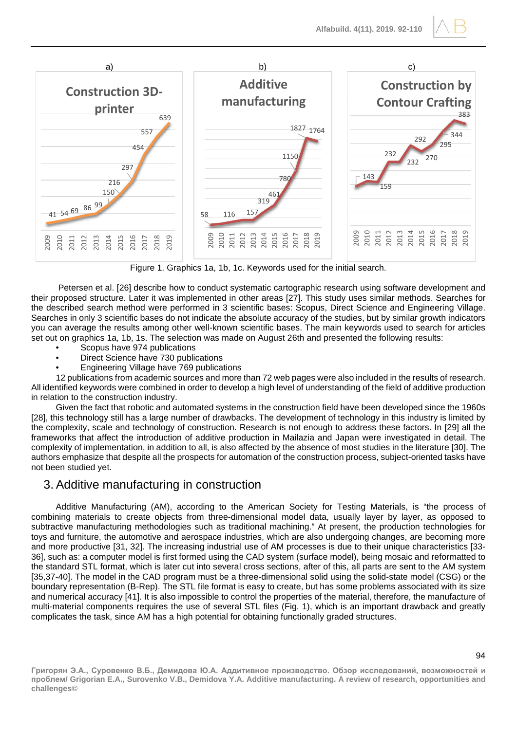Figure 1. Graphics 1a, 1b, 1c. Keywords used for the initial search.

Petersen et al. [26] describe how to conduct systematic cartographic research using software development and their proposed structure. Later it was implemented in other areas [27]. This study uses similar methods. Searches for the described search method were performed in 3 scientific bases: Scopus, Direct Science and Engineering Village. Searches in only 3 scientific bases do not indicate the absolute accuracy of the studies, but by similar growth indicators you can average the results among other well-known scientific bases. The main keywords used to search for articles set out on graphics 1a, 1b, 1s. The selection was made on August 26th and presented the following results:

- Scopus have 974 publications
- Direct Science have 730 publications
- Engineering Village have 769 publications

12 publications from academic sources and more than 72 web pages were also included in the results of research. All identified keywords were combined in order to develop a high level of understanding of the field of additive production in relation to the construction industry.

Given the fact that robotic and automated systems in the construction field have been developed since the 1960s [28], this technology still has a large number of drawbacks. The development of technology in this industry is limited by the complexity, scale and technology of construction. Research is not enough to address these factors. In [29] all the frameworks that affect the introduction of additive production in Mailazia and Japan were investigated in detail. The complexity of implementation, in addition to all, is also affected by the absence of most studies in the literature [30]. The authors emphasize that despite all the prospects for automation of the construction process, subject-oriented tasks have not been studied yet.

## 3. Additive manufacturing in construction

Additive Manufacturing (AM), according to the American Society for Testing Materials, is "the process of combining materials to create objects from three-dimensional model data, usually layer by layer, as opposed to subtractive manufacturing methodologies such as traditional machining." At present, the production technologies for toys and furniture, the automotive and aerospace industries, which are also undergoing changes, are becoming more and more productive [31, 32]. The increasing industrial use of AM processes is due to their unique characteristics [33-36], such as: a computer model is first formed using the CAD system (surface model), being mosaic and reformatted to the standard STL format, which is later cut into several cross sections, after of this, all parts are sent to the AM system [35,37-40]. The model in the CAD program must be a three-dimensional solid using the solid-state model (CSG) or the boundary representation (B-Rep). The STL file format is easy to create, but has some problems associated with its size and numerical accuracy [41]. It is also impossible to control the properties of the material, therefore, the manufacture of multi-material components requires the use of several STL files (Fig. 1), which is an important drawback and greatly complicates the task, since AM has a high potential for obtaining functionally graded structures.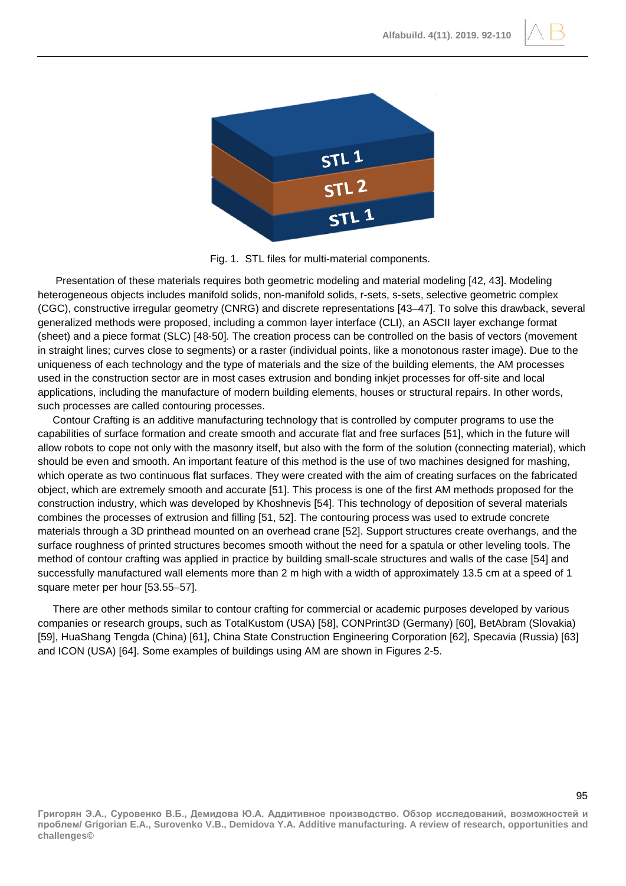Fig. 1. STL files for multi-material components.

Presentation of these materials requires both geometric modeling and material modeling [42, 43]. Modeling heterogeneous objects includes manifold solids, non-manifold solids, r-sets, s-sets, selective geometric complex (CGC), constructive irregular geometry (CNRG) and discrete representations [43–47]. To solve this drawback, several generalized methods were proposed, including a common layer interface (CLI), an ASCII layer exchange format (sheet) and a piece format (SLC) [48-50]. The creation process can be controlled on the basis of vectors (movement in straight lines; curves close to segments) or a raster (individual points, like a monotonous raster image). Due to the uniqueness of each technology and the type of materials and the size of the building elements, the AM processes used in the construction sector are in most cases extrusion and bonding inkjet processes for off-site and local applications, including the manufacture of modern building elements, houses or structural repairs. In other words, such processes are called contouring processes.

Contour Crafting is an additive manufacturing technology that is controlled by computer programs to use the capabilities of surface formation and create smooth and accurate flat and free surfaces [51], which in the future will allow robots to cope not only with the masonry itself, but also with the form of the solution (connecting material), which should be even and smooth. An important feature of this method is the use of two machines designed for mashing, which operate as two continuous flat surfaces. They were created with the aim of creating surfaces on the fabricated object, which are extremely smooth and accurate [51]. This process is one of the first AM methods proposed for the construction industry, which was developed by Khoshnevis [54]. This technology of deposition of several materials combines the processes of extrusion and filling [51, 52]. The contouring process was used to extrude concrete materials through a 3D printhead mounted on an overhead crane [52]. Support structures create overhangs, and the surface roughness of printed structures becomes smooth without the need for a spatula or other leveling tools. The method of contour crafting was applied in practice by building small-scale structures and walls of the case [54] and successfully manufactured wall elements more than 2 m high with a width of approximately 13.5 cm at a speed of 1 square meter per hour [53.55–57].

There are other methods similar to contour crafting for commercial or academic purposes developed by various companies or research groups, such as TotalKustom (USA) [58], CONPrint3D (Germany) [60], BetAbram (Slovakia) [59], HuaShang Tengda (China) [61], China State Construction Engineering Corporation [62], Specavia (Russia) [63] and ICON (USA) [64]. Some examples of buildings using AM are shown in Figures 2-5.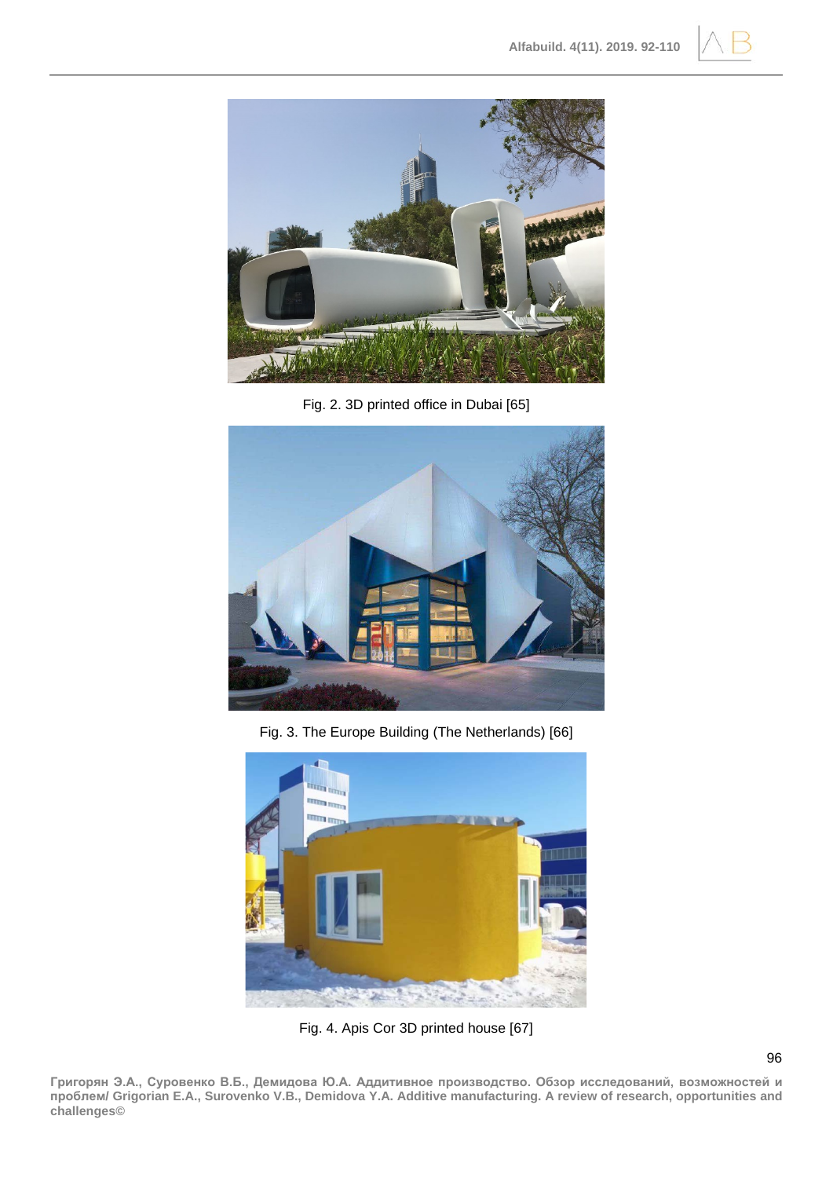Fig. 2. 3D printed office in Dubai [65]

Fig. 3. The Europe Building (The Netherlands) [66]

Fig. 4. Apis Cor 3D printed house [67]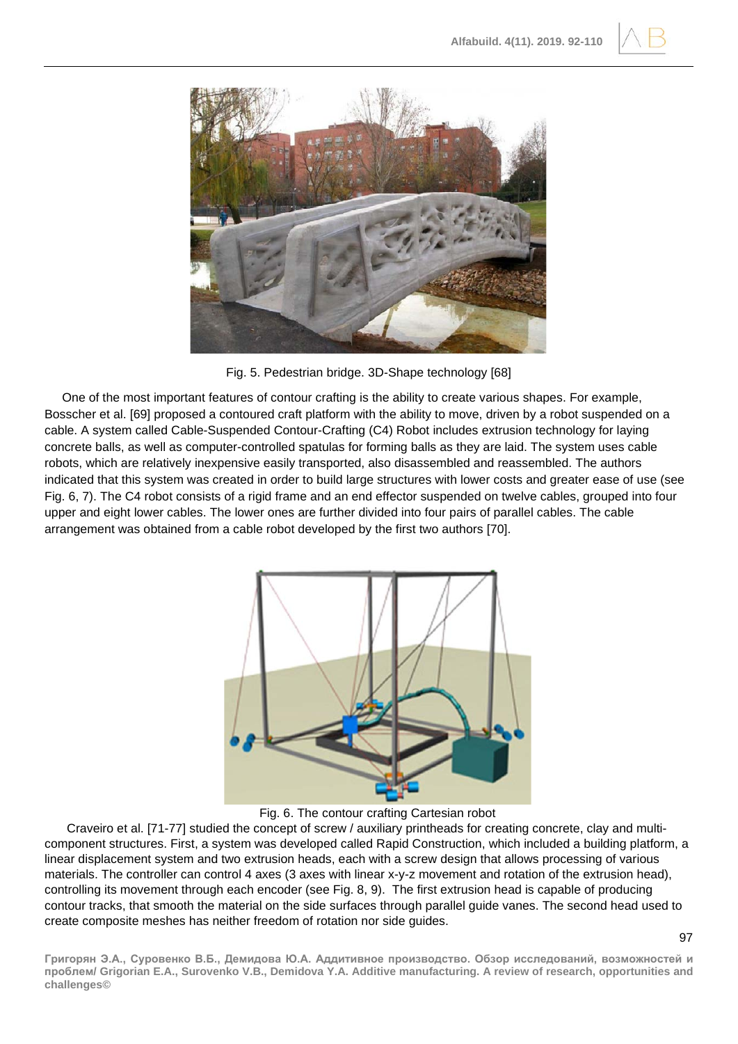Fig. 5. Pedestrian bridge. 3D-Shape technology [68]

One of the most important features of contour crafting is the ability to create various shapes. For example, Bosscher et al. [69] proposed a contoured craft platform with the ability to move, driven by a robot suspended on a cable. A system called Cable-Suspended Contour-Crafting (C4) Robot includes extrusion technology for laying concrete balls, as well as computer-controlled spatulas for forming balls as they are laid. The system uses cable robots, which are relatively inexpensive easily transported, also disassembled and reassembled. The authors indicated that this system was created in order to build large structures with lower costs and greater ease of use (see Fig. 6, 7). The C4 robot consists of a rigid frame and an end effector suspended on twelve cables, grouped into four upper and eight lower cables. The lower ones are further divided into four pairs of parallel cables. The cable arrangement was obtained from a cable robot developed by the first two authors [70].

Fig. 6. The contour crafting Cartesian robot

Craveiro et al. [71-77] studied the concept of screw / auxiliary printheads for creating concrete, clay and multi-component structures. First, a system was developed called Rapid Construction, which included a building platform, a linear displacement system and two extrusion heads, each with a screw design that allows processing of various materials. The controller can control 4 axes (3 axes with linear x-y-z movement and rotation of the extrusion head), controlling its movement through each encoder (see Fig. 8, 9). The first extrusion head is capable of producing contour tracks, that smooth the material on the side surfaces through parallel guide vanes. The second head used to create composite meshes has neither freedom of rotation nor side guides.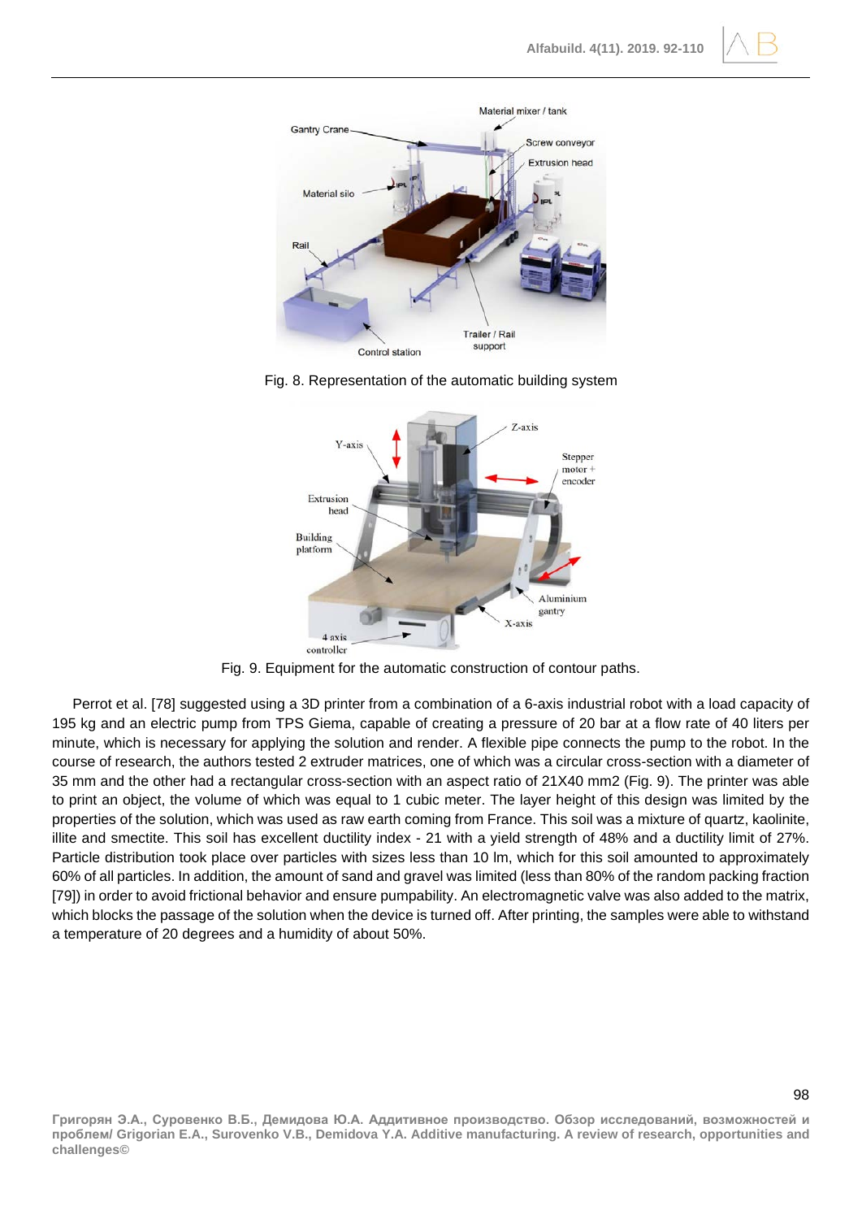Fig. 8. Representation of the automatic building system

Fig. 9. Equipment for the automatic construction of contour paths.

Perrot et al. [78] suggested using a 3D printer from a combination of a 6-axis industrial robot with a load capacity of 195 kg and an electric pump from TPS Giema, capable of creating a pressure of 20 bar at a flow rate of 40 liters per minute, which is necessary for applying the solution and render. A flexible pipe connects the pump to the robot. In the course of research, the authors tested 2 extruder matrices, one of which was a circular cross-section with a diameter of 35 mm and the other had a rectangular cross-section with an aspect ratio of 21X40 mm2 (Fig. 9). The printer was able to print an object, the volume of which was equal to 1 cubic meter. The layer height of this design was limited by the properties of the solution, which was used as raw earth coming from France. This soil was a mixture of quartz, kaolinite, illite and smectite. This soil has excellent ductility index - 21 with a yield strength of 48% and a ductility limit of 27%. Particle distribution took place over particles with sizes less than 10 lm, which for this soil amounted to approximately 60% of all particles. In addition, the amount of sand and gravel was limited (less than 80% of the random packing fraction [79]) in order to avoid frictional behavior and ensure pumpability. An electromagnetic valve was also added to the matrix, which blocks the passage of the solution when the device is turned off. After printing, the samples were able to withstand a temperature of 20 degrees and a humidity of about 50%.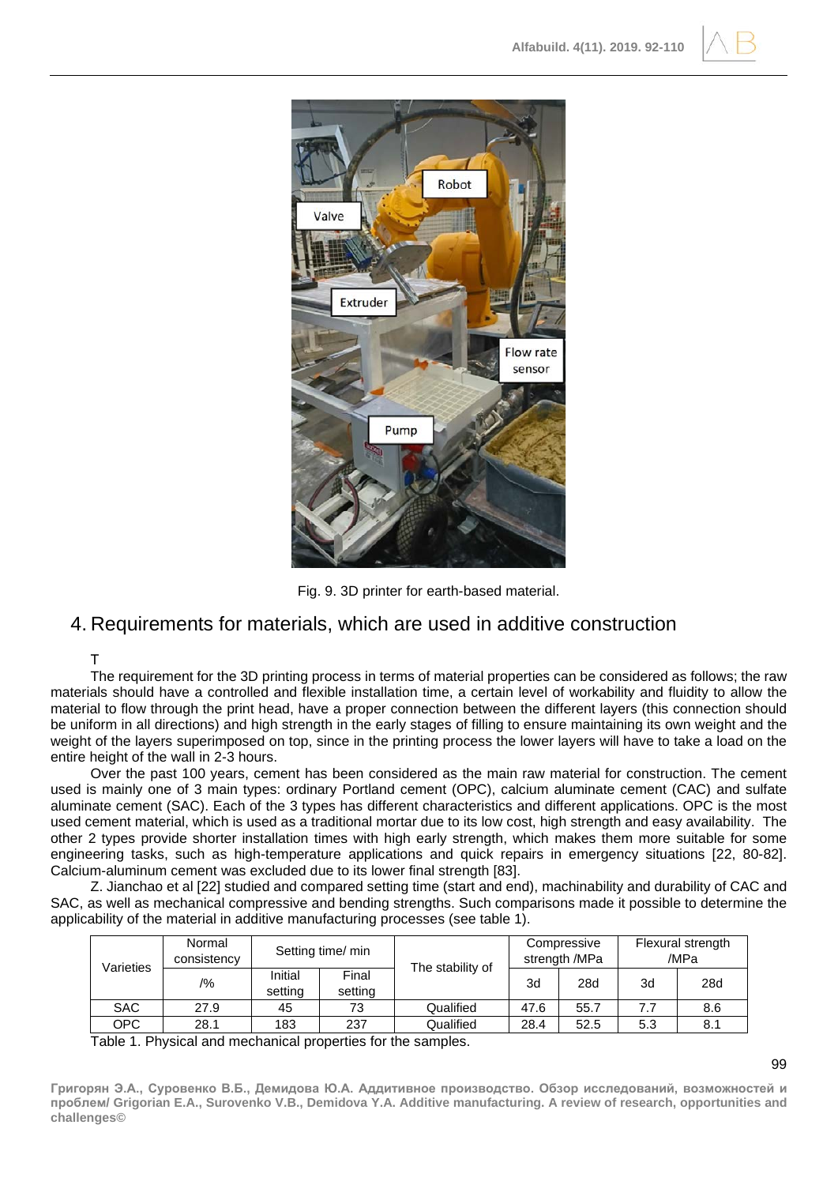Fig. 9. 3D printer for earth-based material.

## 4. Requirements for materials, which are used in additive construction

T

The requirement for the 3D printing process in terms of material properties can be considered as follows; the raw materials should have a controlled and flexible installation time, a certain level of workability and fluidity to allow the material to flow through the print head, have a proper connection between the different layers (this connection should be uniform in all directions) and high strength in the early stages of filling to ensure maintaining its own weight and the weight of the layers superimposed on top, since in the printing process the lower layers will have to take a load on the entire height of the wall in 2-3 hours.

Over the past 100 years, cement has been considered as the main raw material for construction. The cement used is mainly one of 3 main types: ordinary Portland cement (OPC), calcium aluminate cement (CAC) and sulfate aluminate cement (SAC). Each of the 3 types has different characteristics and different applications. OPC is the most used cement material, which is used as a traditional mortar due to its low cost, high strength and easy availability. The other 2 types provide shorter installation times with high early strength, which makes them more suitable for some engineering tasks, such as high-temperature applications and quick repairs in emergency situations [22, 80-82]. Calcium-aluminum cement was excluded due to its lower final strength [83].

Z. Jianchao et al [22] studied and compared setting time (start and end), machinability and durability of CAC and SAC, as well as mechanical compressive and bending strengths. Such comparisons made it possible to determine the applicability of the material in additive manufacturing processes (see table 1).

| Varieties | Normal consistency | Setting time/ min | | The stability of | Compressive strength /MPa | | Flexural strength /MPa | |
|---|---|---|---|---|---|---|---|---|
| | /% | Initial setting | Final setting | | 3d | 28d | 3d | 28d |
| SAC | 27.9 | 45 | 73 | Qualified | 47.6 | 55.7 | 7.7 | 8.6 |
| OPC | 28.1 | 183 | 237 | Qualified | 28.4 | 52.5 | 5.3 | 8.1 |

Table 1. Physical and mechanical properties for the samples.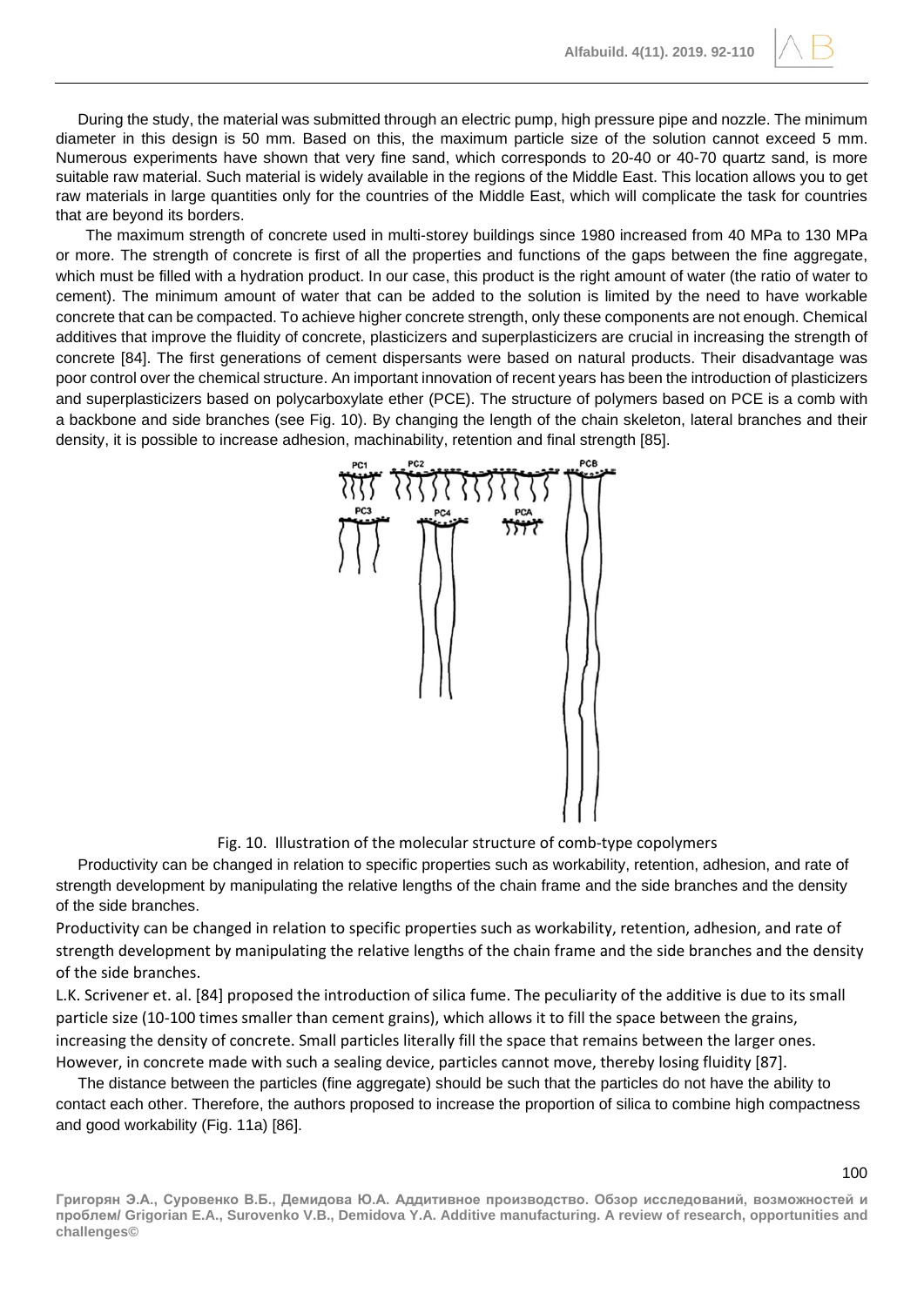During the study, the material was submitted through an electric pump, high pressure pipe and nozzle. The minimum diameter in this design is 50 mm. Based on this, the maximum particle size of the solution cannot exceed 5 mm. Numerous experiments have shown that very fine sand, which corresponds to 20-40 or 40-70 quartz sand, is more suitable raw material. Such material is widely available in the regions of the Middle East. This location allows you to get raw materials in large quantities only for the countries of the Middle East, which will complicate the task for countries that are beyond its borders.

The maximum strength of concrete used in multi-storey buildings since 1980 increased from 40 MPa to 130 MPa or more. The strength of concrete is first of all the properties and functions of the gaps between the fine aggregate, which must be filled with a hydration product. In our case, this product is the right amount of water (the ratio of water to cement). The minimum amount of water that can be added to the solution is limited by the need to have workable concrete that can be compacted. To achieve higher concrete strength, only these components are not enough. Chemical additives that improve the fluidity of concrete, plasticizers and superplasticizers are crucial in increasing the strength of concrete [84]. The first generations of cement dispersants were based on natural products. Their disadvantage was poor control over the chemical structure. An important innovation of recent years has been the introduction of plasticizers and superplasticizers based on polycarboxylate ether (PCE). The structure of polymers based on PCE is a comb with a backbone and side branches (see Fig. 10). By changing the length of the chain skeleton, lateral branches and their density, it is possible to increase adhesion, machinability, retention and final strength [85].

Fig. 10. Illustration of the molecular structure of comb-type copolymers

Productivity can be changed in relation to specific properties such as workability, retention, adhesion, and rate of strength development by manipulating the relative lengths of the chain frame and the side branches and the density of the side branches.

Productivity can be changed in relation to specific properties such as workability, retention, adhesion, and rate of strength development by manipulating the relative lengths of the chain frame and the side branches and the density of the side branches.

L.K. Scrivener et. al. [84] proposed the introduction of silica fume. The peculiarity of the additive is due to its small particle size (10-100 times smaller than cement grains), which allows it to fill the space between the grains, increasing the density of concrete. Small particles literally fill the space that remains between the larger ones. However, in concrete made with such a sealing device, particles cannot move, thereby losing fluidity [87].

The distance between the particles (fine aggregate) should be such that the particles do not have the ability to contact each other. Therefore, the authors proposed to increase the proportion of silica to combine high compactness and good workability (Fig. 11a) [86].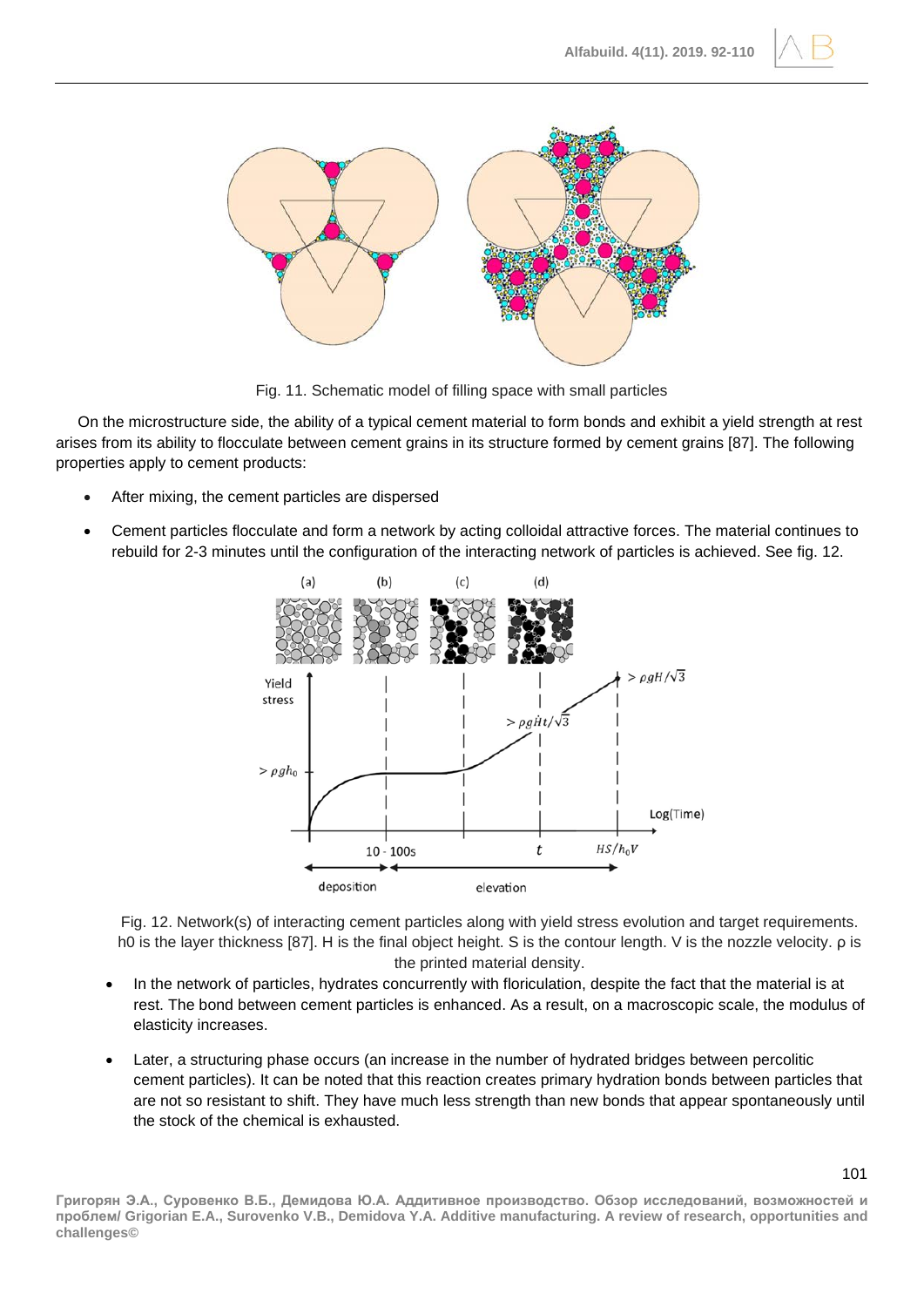Fig. 11. Schematic model of filling space with small particles

On the microstructure side, the ability of a typical cement material to form bonds and exhibit a yield strength at rest arises from its ability to flocculate between cement grains in its structure formed by cement grains [87]. The following properties apply to cement products:

- After mixing, the cement particles are dispersed
- Cement particles flocculate and form a network by acting colloidal attractive forces. The material continues to rebuild for 2-3 minutes until the configuration of the interacting network of particles is achieved. See fig. 12.

Fig. 12. Network(s) of interacting cement particles along with yield stress evolution and target requirements. h0 is the layer thickness [87]. H is the final object height. S is the contour length. V is the nozzle velocity. ρ is the printed material density.

- In the network of particles, hydrates concurrently with floriculation, despite the fact that the material is at rest. The bond between cement particles is enhanced. As a result, on a macroscopic scale, the modulus of elasticity increases.
- Later, a structuring phase occurs (an increase in the number of hydrated bridges between percolitic cement particles). It can be noted that this reaction creates primary hydration bonds between particles that are not so resistant to shift. They have much less strength than new bonds that appear spontaneously until the stock of the chemical is exhausted.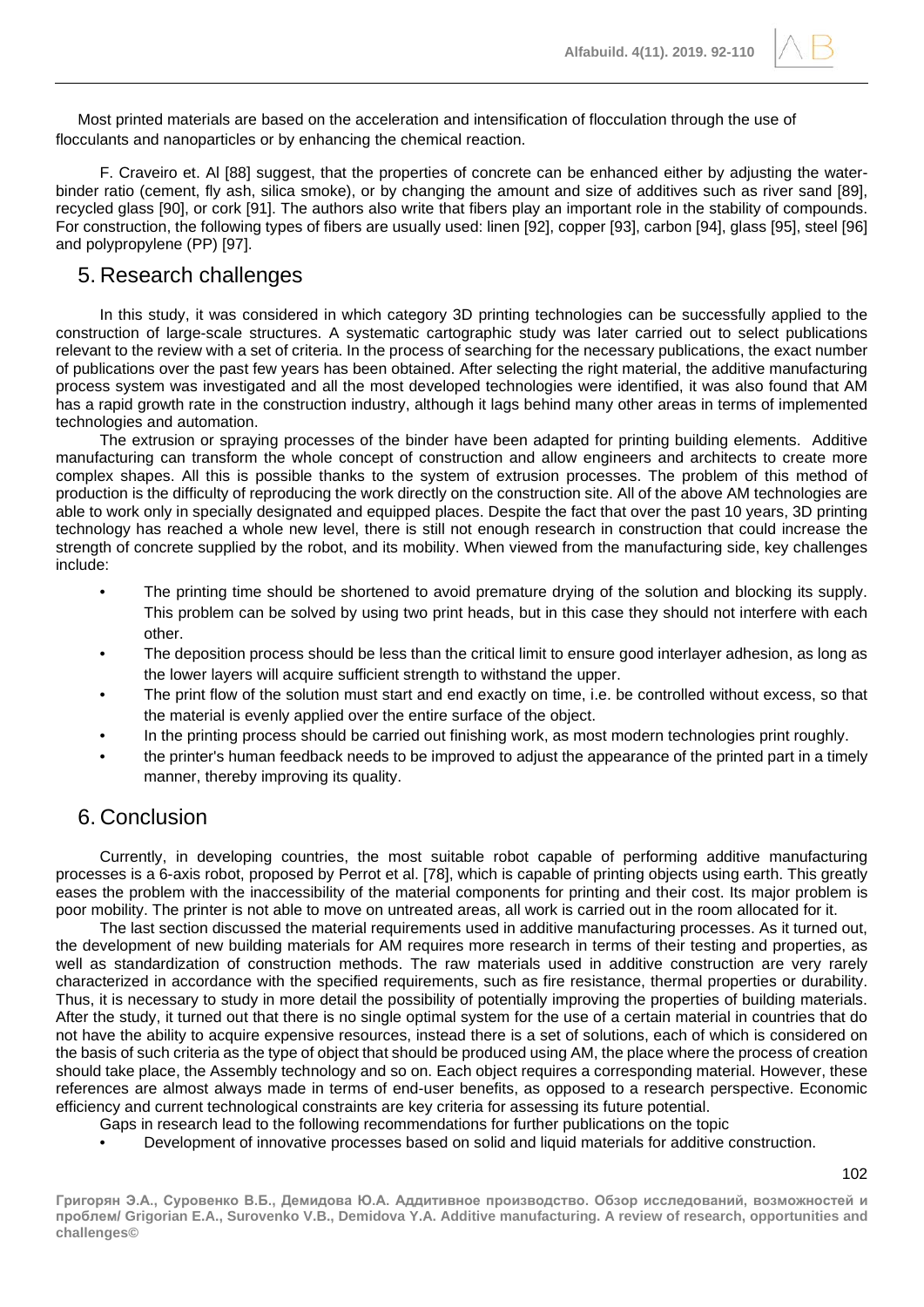Most printed materials are based on the acceleration and intensification of flocculation through the use of flocculants and nanoparticles or by enhancing the chemical reaction.

F. Craveiro et. Al [88] suggest, that the properties of concrete can be enhanced either by adjusting the water-binder ratio (cement, fly ash, silica smoke), or by changing the amount and size of additives such as river sand [89], recycled glass [90], or cork [91]. The authors also write that fibers play an important role in the stability of compounds. For construction, the following types of fibers are usually used: linen [92], copper [93], carbon [94], glass [95], steel [96] and polypropylene (PP) [97].

## 5. Research challenges

In this study, it was considered in which category 3D printing technologies can be successfully applied to the construction of large-scale structures. A systematic cartographic study was later carried out to select publications relevant to the review with a set of criteria. In the process of searching for the necessary publications, the exact number of publications over the past few years has been obtained. After selecting the right material, the additive manufacturing process system was investigated and all the most developed technologies were identified, it was also found that AM has a rapid growth rate in the construction industry, although it lags behind many other areas in terms of implemented technologies and automation.

The extrusion or spraying processes of the binder have been adapted for printing building elements. Additive manufacturing can transform the whole concept of construction and allow engineers and architects to create more complex shapes. All this is possible thanks to the system of extrusion processes. The problem of this method of production is the difficulty of reproducing the work directly on the construction site. All of the above AM technologies are able to work only in specially designated and equipped places. Despite the fact that over the past 10 years, 3D printing technology has reached a whole new level, there is still not enough research in construction that could increase the strength of concrete supplied by the robot, and its mobility. When viewed from the manufacturing side, key challenges include:

- The printing time should be shortened to avoid premature drying of the solution and blocking its supply. This problem can be solved by using two print heads, but in this case they should not interfere with each other.
- The deposition process should be less than the critical limit to ensure good interlayer adhesion, as long as the lower layers will acquire sufficient strength to withstand the upper.
- The print flow of the solution must start and end exactly on time, i.e. be controlled without excess, so that the material is evenly applied over the entire surface of the object.
- In the printing process should be carried out finishing work, as most modern technologies print roughly.
- the printer's human feedback needs to be improved to adjust the appearance of the printed part in a timely manner, thereby improving its quality.

## 6. Conclusion

Currently, in developing countries, the most suitable robot capable of performing additive manufacturing processes is a 6-axis robot, proposed by Perrot et al. [78], which is capable of printing objects using earth. This greatly eases the problem with the inaccessibility of the material components for printing and their cost. Its major problem is poor mobility. The printer is not able to move on untreated areas, all work is carried out in the room allocated for it.

The last section discussed the material requirements used in additive manufacturing processes. As it turned out, the development of new building materials for AM requires more research in terms of their testing and properties, as well as standardization of construction methods. The raw materials used in additive construction are very rarely characterized in accordance with the specified requirements, such as fire resistance, thermal properties or durability. Thus, it is necessary to study in more detail the possibility of potentially improving the properties of building materials. After the study, it turned out that there is no single optimal system for the use of a certain material in countries that do not have the ability to acquire expensive resources, instead there is a set of solutions, each of which is considered on the basis of such criteria as the type of object that should be produced using AM, the place where the process of creation should take place, the Assembly technology and so on. Each object requires a corresponding material. However, these references are almost always made in terms of end-user benefits, as opposed to a research perspective. Economic efficiency and current technological constraints are key criteria for assessing its future potential.

Gaps in research lead to the following recommendations for further publications on the topic

- Development of innovative processes based on solid and liquid materials for additive construction.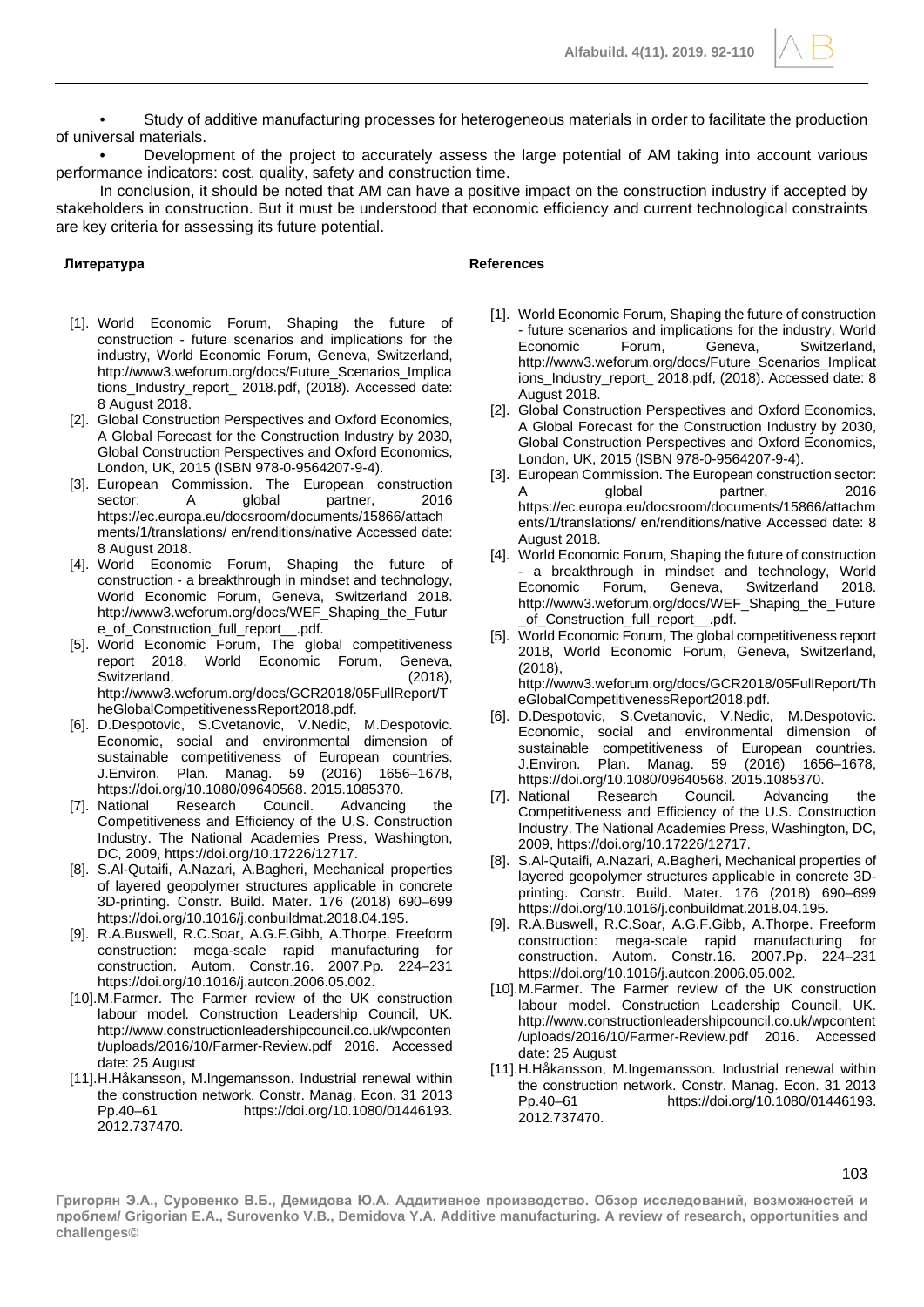• Study of additive manufacturing processes for heterogeneous materials in order to facilitate the production of universal materials.

• Development of the project to accurately assess the large potential of AM taking into account various performance indicators: cost, quality, safety and construction time.

In conclusion, it should be noted that AM can have a positive impact on the construction industry if accepted by stakeholders in construction. But it must be understood that economic efficiency and current technological constraints are key criteria for assessing its future potential.

**Литература**

[1]. World Economic Forum, Shaping the future of construction - future scenarios and implications for the industry, World Economic Forum, Geneva, Switzerland, http://www3.weforum.org/docs/Future_Scenarios_Implications_Industry_report_ 2018.pdf, (2018). Accessed date: 8 August 2018.

[2]. Global Construction Perspectives and Oxford Economics, A Global Forecast for the Construction Industry by 2030, Global Construction Perspectives and Oxford Economics, London, UK, 2015 (ISBN 978-0-9564207-9-4).

[3]. European Commission. The European construction sector: A global partner, 2016 https://ec.europa.eu/docsroom/documents/15866/attachments/1/translations/ en/renditions/native Accessed date: 8 August 2018.

[4]. World Economic Forum, Shaping the future of construction - a breakthrough in mindset and technology, World Economic Forum, Geneva, Switzerland 2018. http://www3.weforum.org/docs/WEF_Shaping_the_Future_of_Construction_full_report__.pdf.

[5]. World Economic Forum, The global competitiveness report 2018, World Economic Forum, Geneva, Switzerland, (2018), http://www3.weforum.org/docs/GCR2018/05FullReport/TheGlobalCompetitivenessReport2018.pdf.

[6]. D.Despotovic, S.Cvetanovic, V.Nedic, M.Despotovic. Economic, social and environmental dimension of sustainable competitiveness of European countries. J.Environ. Plan. Manag. 59 (2016) 1656–1678, https://doi.org/10.1080/09640568. 2015.1085370.

[7]. National Research Council. Advancing the Competitiveness and Efficiency of the U.S. Construction Industry. The National Academies Press, Washington, DC, 2009, https://doi.org/10.17226/12717.

[8]. S.Al-Qutaifi, A.Nazari, A.Bagheri, Mechanical properties of layered geopolymer structures applicable in concrete 3D-printing. Constr. Build. Mater. 176 (2018) 690–699 https://doi.org/10.1016/j.conbuildmat.2018.04.195.

[9]. R.A.Buswell, R.C.Soar, A.G.F.Gibb, A.Thorpe. Freeform construction: mega-scale rapid manufacturing for construction. Autom. Constr.16. 2007.Pp. 224–231 https://doi.org/10.1016/j.autcon.2006.05.002.

[10]. M.Farmer. The Farmer review of the UK construction labour model. Construction Leadership Council, UK. http://www.constructionleadershipcouncil.co.uk/wpcontent/uploads/2016/10/Farmer-Review.pdf 2016. Accessed date: 25 August

[11]. H.Håkansson, M.Ingemansson. Industrial renewal within the construction network. Constr. Manag. Econ. 31 2013 Pp.40–61 https://doi.org/10.1080/01446193. 2012.737470.

**References**

[1]. World Economic Forum, Shaping the future of construction - future scenarios and implications for the industry, World Economic Forum, Geneva, Switzerland, http://www3.weforum.org/docs/Future_Scenarios_Implications_Industry_report_ 2018.pdf, (2018). Accessed date: 8 August 2018.

[2]. Global Construction Perspectives and Oxford Economics, A Global Forecast for the Construction Industry by 2030, Global Construction Perspectives and Oxford Economics, London, UK, 2015 (ISBN 978-0-9564207-9-4).

[3]. European Commission. The European construction sector: A global partner, 2016 https://ec.europa.eu/docsroom/documents/15866/attachments/1/translations/ en/renditions/native Accessed date: 8 August 2018.

[4]. World Economic Forum, Shaping the future of construction - a breakthrough in mindset and technology, World Economic Forum, Geneva, Switzerland 2018. http://www3.weforum.org/docs/WEF_Shaping_the_Future_of_Construction_full_report__.pdf.

[5]. World Economic Forum, The global competitiveness report 2018, World Economic Forum, Geneva, Switzerland, (2018), http://www3.weforum.org/docs/GCR2018/05FullReport/TheGlobalCompetitivenessReport2018.pdf.

[6]. D.Despotovic, S.Cvetanovic, V.Nedic, M.Despotovic. Economic, social and environmental dimension of sustainable competitiveness of European countries. J.Environ. Plan. Manag. 59 (2016) 1656–1678, https://doi.org/10.1080/09640568. 2015.1085370.

[7]. National Research Council. Advancing the Competitiveness and Efficiency of the U.S. Construction Industry. The National Academies Press, Washington, DC, 2009, https://doi.org/10.17226/12717.

[8]. S.Al-Qutaifi, A.Nazari, A.Bagheri, Mechanical properties of layered geopolymer structures applicable in concrete 3D-printing. Constr. Build. Mater. 176 (2018) 690–699 https://doi.org/10.1016/j.conbuildmat.2018.04.195.

[9]. R.A.Buswell, R.C.Soar, A.G.F.Gibb, A.Thorpe. Freeform construction: mega-scale rapid manufacturing for construction. Autom. Constr.16. 2007.Pp. 224–231 https://doi.org/10.1016/j.autcon.2006.05.002.

[10]. M.Farmer. The Farmer review of the UK construction labour model. Construction Leadership Council, UK. http://www.constructionleadershipcouncil.co.uk/wpcontent/uploads/2016/10/Farmer-Review.pdf 2016. Accessed date: 25 August

[11]. H.Håkansson, M.Ingemansson. Industrial renewal within the construction network. Constr. Manag. Econ. 31 2013 Pp.40–61 https://doi.org/10.1080/01446193. 2012.737470.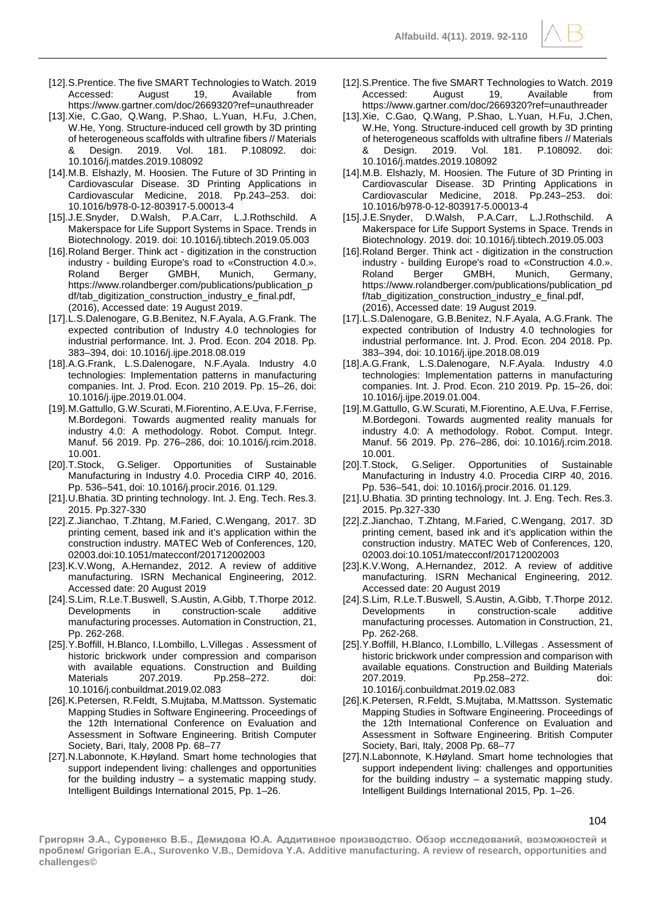[12]. S.Prentice. The five SMART Technologies to Watch. 2019 Accessed: August 19, Available from https://www.gartner.com/doc/2669320?ref=unauthreader

[13]. Xie, C.Gao, Q.Wang, P.Shao, L.Yuan, H.Fu, J.Chen, W.He, Yong. Structure-induced cell growth by 3D printing of heterogeneous scaffolds with ultrafine fibers // Materials & Design. 2019. Vol. 181. P.108092. doi: 10.1016/j.matdes.2019.108092

[14]. M.B. Elshazly, M. Hoosien. The Future of 3D Printing in Cardiovascular Disease. 3D Printing Applications in Cardiovascular Medicine, 2018. Pp.243–253. doi: 10.1016/b978-0-12-803917-5.00013-4

[15]. J.E.Snyder, D.Walsh, P.A.Carr, L.J.Rothschild. A Makerspace for Life Support Systems in Space. Trends in Biotechnology. 2019. doi: 10.1016/j.tibtech.2019.05.003

[16]. Roland Berger. Think act - digitization in the construction industry - building Europe's road to «Construction 4.0.». Roland Berger GMBH, Munich, Germany, https://www.rolandberger.com/publications/publication_pdf/tab_digitization_construction_industry_e_final.pdf, (2016), Accessed date: 19 August 2019.

[17]. L.S.Dalenogare, G.B.Benitez, N.F.Ayala, A.G.Frank. The expected contribution of Industry 4.0 technologies for industrial performance. Int. J. Prod. Econ. 204 2018. Pp. 383–394, doi: 10.1016/j.ijpe.2018.08.019

[18]. A.G.Frank, L.S.Dalenogare, N.F.Ayala. Industry 4.0 technologies: Implementation patterns in manufacturing companies. Int. J. Prod. Econ. 210 2019. Pp. 15–26, doi: 10.1016/j.ijpe.2019.01.004.

[19]. M.Gattullo, G.W.Scurati, M.Fiorentino, A.E.Uva, F.Ferrise, M.Bordegoni. Towards augmented reality manuals for industry 4.0: A methodology. Robot. Comput. Integr. Manuf. 56 2019. Pp. 276–286, doi: 10.1016/j.rcim.2018.10.001.

[20]. T.Stock, G.Seliger. Opportunities of Sustainable Manufacturing in Industry 4.0. Procedia CIRP 40, 2016. Pp. 536–541, doi: 10.1016/j.procir.2016. 01.129.

[21]. U.Bhatia. 3D printing technology. Int. J. Eng. Tech. Res.3. 2015. Pp.327-330

[22]. Z.Jianchao, T.Zhtang, M.Faried, C.Wengang, 2017. 3D printing cement, based ink and it's application within the construction industry. MATEC Web of Conferences, 120, 02003.doi:10.1051/matecconf/201712002003

[23]. K.V.Wong, A.Hernandez, 2012. A review of additive manufacturing. ISRN Mechanical Engineering, 2012. Accessed date: 20 August 2019

[24]. S.Lim, R.Le.T.Buswell, S.Austin, A.Gibb, T.Thorpe 2012. Developments in construction-scale additive manufacturing processes. Automation in Construction, 21, Pp. 262-268.

[25]. Y.Boffill, H.Blanco, I.Lombillo, L.Villegas . Assessment of historic brickwork under compression and comparison with available equations. Construction and Building Materials 207.2019. Pp.258–272. doi: 10.1016/j.conbuildmat.2019.02.083

[26]. K.Petersen, R.Feldt, S.Mujtaba, M.Mattsson. Systematic Mapping Studies in Software Engineering. Proceedings of the 12th International Conference on Evaluation and Assessment in Software Engineering. British Computer Society, Bari, Italy, 2008 Pp. 68–77

[27]. N.Labonnote, K.Høyland. Smart home technologies that support independent living: challenges and opportunities for the building industry – a systematic mapping study. Intelligent Buildings International 2015, Pp. 1–26.

[12]. S.Prentice. The five SMART Technologies to Watch. 2019 Accessed: August 19, Available from https://www.gartner.com/doc/2669320?ref=unauthreader

[13]. Xie, C.Gao, Q.Wang, P.Shao, L.Yuan, H.Fu, J.Chen, W.He, Yong. Structure-induced cell growth by 3D printing of heterogeneous scaffolds with ultrafine fibers // Materials & Design. 2019. Vol. 181. P.108092. doi: 10.1016/j.matdes.2019.108092

[14]. M.B. Elshazly, M. Hoosien. The Future of 3D Printing in Cardiovascular Disease. 3D Printing Applications in Cardiovascular Medicine, 2018. Pp.243–253. doi: 10.1016/b978-0-12-803917-5.00013-4

[15]. J.E.Snyder, D.Walsh, P.A.Carr, L.J.Rothschild. A Makerspace for Life Support Systems in Space. Trends in Biotechnology. 2019. doi: 10.1016/j.tibtech.2019.05.003

[16]. Roland Berger. Think act - digitization in the construction industry - building Europe's road to «Construction 4.0.». Roland Berger GMBH, Munich, Germany, https://www.rolandberger.com/publications/publication_pdf/tab_digitization_construction_industry_e_final.pdf, (2016), Accessed date: 19 August 2019.

[17]. L.S.Dalenogare, G.B.Benitez, N.F.Ayala, A.G.Frank. The expected contribution of Industry 4.0 technologies for industrial performance. Int. J. Prod. Econ. 204 2018. Pp. 383–394, doi: 10.1016/j.ijpe.2018.08.019

[18]. A.G.Frank, L.S.Dalenogare, N.F.Ayala. Industry 4.0 technologies: Implementation patterns in manufacturing companies. Int. J. Prod. Econ. 210 2019. Pp. 15–26, doi: 10.1016/j.ijpe.2019.01.004.

[19]. M.Gattullo, G.W.Scurati, M.Fiorentino, A.E.Uva, F.Ferrise, M.Bordegoni. Towards augmented reality manuals for industry 4.0: A methodology. Robot. Comput. Integr. Manuf. 56 2019. Pp. 276–286, doi: 10.1016/j.rcim.2018.10.001.

[20]. T.Stock, G.Seliger. Opportunities of Sustainable Manufacturing in Industry 4.0. Procedia CIRP 40, 2016. Pp. 536–541, doi: 10.1016/j.procir.2016. 01.129.

[21]. U.Bhatia. 3D printing technology. Int. J. Eng. Tech. Res.3. 2015. Pp.327-330

[22]. Z.Jianchao, T.Zhtang, M.Faried, C.Wengang, 2017. 3D printing cement, based ink and it's application within the construction industry. MATEC Web of Conferences, 120, 02003.doi:10.1051/matecconf/201712002003

[23]. K.V.Wong, A.Hernandez, 2012. A review of additive manufacturing. ISRN Mechanical Engineering, 2012. Accessed date: 20 August 2019

[24]. S.Lim, R.Le.T.Buswell, S.Austin, A.Gibb, T.Thorpe 2012. Developments in construction-scale additive manufacturing processes. Automation in Construction, 21, Pp. 262-268.

[25]. Y.Boffill, H.Blanco, I.Lombillo, L.Villegas . Assessment of historic brickwork under compression and comparison with available equations. Construction and Building Materials 207.2019. Pp.258–272. doi: 10.1016/j.conbuildmat.2019.02.083

[26]. K.Petersen, R.Feldt, S.Mujtaba, M.Mattsson. Systematic Mapping Studies in Software Engineering. Proceedings of the 12th International Conference on Evaluation and Assessment in Software Engineering. British Computer Society, Bari, Italy, 2008 Pp. 68–77

[27]. N.Labonnote, K.Høyland. Smart home technologies that support independent living: challenges and opportunities for the building industry – a systematic mapping study. Intelligent Buildings International 2015, Pp. 1–26.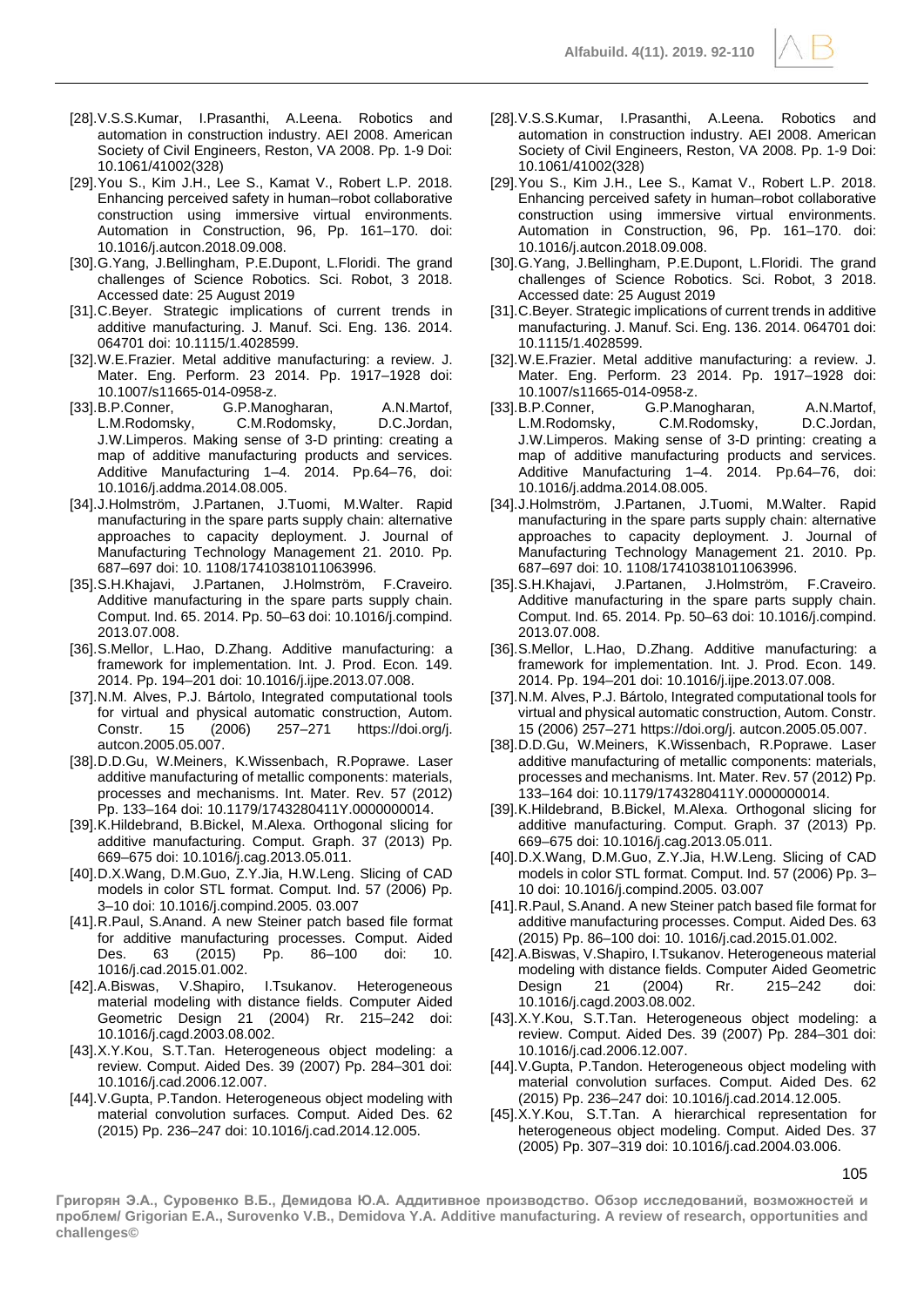[28]. V.S.S.Kumar, I.Prasanthi, A.Leena. Robotics and automation in construction industry. AEI 2008. American Society of Civil Engineers, Reston, VA 2008. Pp. 1-9 Doi: 10.1061/41002(328)

[29]. You S., Kim J.H., Lee S., Kamat V., Robert L.P. 2018. Enhancing perceived safety in human–robot collaborative construction using immersive virtual environments. Automation in Construction, 96, Pp. 161–170. doi: 10.1016/j.autcon.2018.09.008.

[30]. G.Yang, J.Bellingham, P.E.Dupont, L.Floridi. The grand challenges of Science Robotics. Sci. Robot, 3 2018. Accessed date: 25 August 2019

[31]. C.Beyer. Strategic implications of current trends in additive manufacturing. J. Manuf. Sci. Eng. 136. 2014. 064701 doi: 10.1115/1.4028599.

[32]. W.E.Frazier. Metal additive manufacturing: a review. J. Mater. Eng. Perform. 23 2014. Pp. 1917–1928 doi: 10.1007/s11665-014-0958-z.

[33]. B.P.Conner, G.P.Manogharan, A.N.Martof, L.M.Rodomsky, C.M.Rodomsky, D.C.Jordan, J.W.Limperos. Making sense of 3-D printing: creating a map of additive manufacturing products and services. Additive Manufacturing 1–4. 2014. Pp.64–76, doi: 10.1016/j.addma.2014.08.005.

[34]. J.Holmström, J.Partanen, J.Tuomi, M.Walter. Rapid manufacturing in the spare parts supply chain: alternative approaches to capacity deployment. J. Journal of Manufacturing Technology Management 21. 2010. Pp. 687–697 doi: 10. 1108/17410381011063996.

[35]. S.H.Khajavi, J.Partanen, J.Holmström, F.Craveiro. Additive manufacturing in the spare parts supply chain. Comput. Ind. 65. 2014. Pp. 50–63 doi: 10.1016/j.compind. 2013.07.008.

[36]. S.Mellor, L.Hao, D.Zhang. Additive manufacturing: a framework for implementation. Int. J. Prod. Econ. 149. 2014. Pp. 194–201 doi: 10.1016/j.ijpe.2013.07.008.

[37]. N.M. Alves, P.J. Bártolo, Integrated computational tools for virtual and physical automatic construction, Autom. Constr. 15 (2006) 257–271 https://doi.org/j. autcon.2005.05.007.

[38]. D.D.Gu, W.Meiners, K.Wissenbach, R.Poprawe. Laser additive manufacturing of metallic components: materials, processes and mechanisms. Int. Mater. Rev. 57 (2012) Pp. 133–164 doi: 10.1179/1743280411Y.0000000014.

[39]. K.Hildebrand, B.Bickel, M.Alexa. Orthogonal slicing for additive manufacturing. Comput. Graph. 37 (2013) Pp. 669–675 doi: 10.1016/j.cag.2013.05.011.

[40]. D.X.Wang, D.M.Guo, Z.Y.Jia, H.W.Leng. Slicing of CAD models in color STL format. Comput. Ind. 57 (2006) Pp. 3–10 doi: 10.1016/j.compind.2005. 03.007

[41]. R.Paul, S.Anand. A new Steiner patch based file format for additive manufacturing processes. Comput. Aided Des. 63 (2015) Pp. 86–100 doi: 10. 1016/j.cad.2015.01.002.

[42]. A.Biswas, V.Shapiro, I.Tsukanov. Heterogeneous material modeling with distance fields. Computer Aided Geometric Design 21 (2004) Rr. 215–242 doi: 10.1016/j.cagd.2003.08.002.

[43]. X.Y.Kou, S.T.Tan. Heterogeneous object modeling: a review. Comput. Aided Des. 39 (2007) Pp. 284–301 doi: 10.1016/j.cad.2006.12.007.

[44]. V.Gupta, P.Tandon. Heterogeneous object modeling with material convolution surfaces. Comput. Aided Des. 62 (2015) Pp. 236–247 doi: 10.1016/j.cad.2014.12.005.

[28]. V.S.S.Kumar, I.Prasanthi, A.Leena. Robotics and automation in construction industry. AEI 2008. American Society of Civil Engineers, Reston, VA 2008. Pp. 1-9 Doi: 10.1061/41002(328)

[29]. You S., Kim J.H., Lee S., Kamat V., Robert L.P. 2018. Enhancing perceived safety in human–robot collaborative construction using immersive virtual environments. Automation in Construction, 96, Pp. 161–170. doi: 10.1016/j.autcon.2018.09.008.

[30]. G.Yang, J.Bellingham, P.E.Dupont, L.Floridi. The grand challenges of Science Robotics. Sci. Robot, 3 2018. Accessed date: 25 August 2019

[31]. C.Beyer. Strategic implications of current trends in additive manufacturing. J. Manuf. Sci. Eng. 136. 2014. 064701 doi: 10.1115/1.4028599.

[32]. W.E.Frazier. Metal additive manufacturing: a review. J. Mater. Eng. Perform. 23 2014. Pp. 1917–1928 doi: 10.1007/s11665-014-0958-z.

[33]. B.P.Conner, G.P.Manogharan, A.N.Martof, L.M.Rodomsky, C.M.Rodomsky, D.C.Jordan, J.W.Limperos. Making sense of 3-D printing: creating a map of additive manufacturing products and services. Additive Manufacturing 1–4. 2014. Pp.64–76, doi: 10.1016/j.addma.2014.08.005.

[34]. J.Holmström, J.Partanen, J.Tuomi, M.Walter. Rapid manufacturing in the spare parts supply chain: alternative approaches to capacity deployment. J. Journal of Manufacturing Technology Management 21. 2010. Pp. 687–697 doi: 10. 1108/17410381011063996.

[35]. S.H.Khajavi, J.Partanen, J.Holmström, F.Craveiro. Additive manufacturing in the spare parts supply chain. Comput. Ind. 65. 2014. Pp. 50–63 doi: 10.1016/j.compind. 2013.07.008.

[36]. S.Mellor, L.Hao, D.Zhang. Additive manufacturing: a framework for implementation. Int. J. Prod. Econ. 149. 2014. Pp. 194–201 doi: 10.1016/j.ijpe.2013.07.008.

[37]. N.M. Alves, P.J. Bártolo, Integrated computational tools for virtual and physical automatic construction, Autom. Constr. 15 (2006) 257–271 https://doi.org/j. autcon.2005.05.007.

[38]. D.D.Gu, W.Meiners, K.Wissenbach, R.Poprawe. Laser additive manufacturing of metallic components: materials, processes and mechanisms. Int. Mater. Rev. 57 (2012) Pp. 133–164 doi: 10.1179/1743280411Y.0000000014.

[39]. K.Hildebrand, B.Bickel, M.Alexa. Orthogonal slicing for additive manufacturing. Comput. Graph. 37 (2013) Pp. 669–675 doi: 10.1016/j.cag.2013.05.011.

[40]. D.X.Wang, D.M.Guo, Z.Y.Jia, H.W.Leng. Slicing of CAD models in color STL format. Comput. Ind. 57 (2006) Pp. 3–10 doi: 10.1016/j.compind.2005. 03.007

[41]. R.Paul, S.Anand. A new Steiner patch based file format for additive manufacturing processes. Comput. Aided Des. 63 (2015) Pp. 86–100 doi: 10. 1016/j.cad.2015.01.002.

[42]. A.Biswas, V.Shapiro, I.Tsukanov. Heterogeneous material modeling with distance fields. Computer Aided Geometric Design 21 (2004) Rr. 215–242 doi: 10.1016/j.cagd.2003.08.002.

[43]. X.Y.Kou, S.T.Tan. Heterogeneous object modeling: a review. Comput. Aided Des. 39 (2007) Pp. 284–301 doi: 10.1016/j.cad.2006.12.007.

[44]. V.Gupta, P.Tandon. Heterogeneous object modeling with material convolution surfaces. Comput. Aided Des. 62 (2015) Pp. 236–247 doi: 10.1016/j.cad.2014.12.005.

[45]. X.Y.Kou, S.T.Tan. A hierarchical representation for heterogeneous object modeling. Comput. Aided Des. 37 (2005) Pp. 307–319 doi: 10.1016/j.cad.2004.03.006.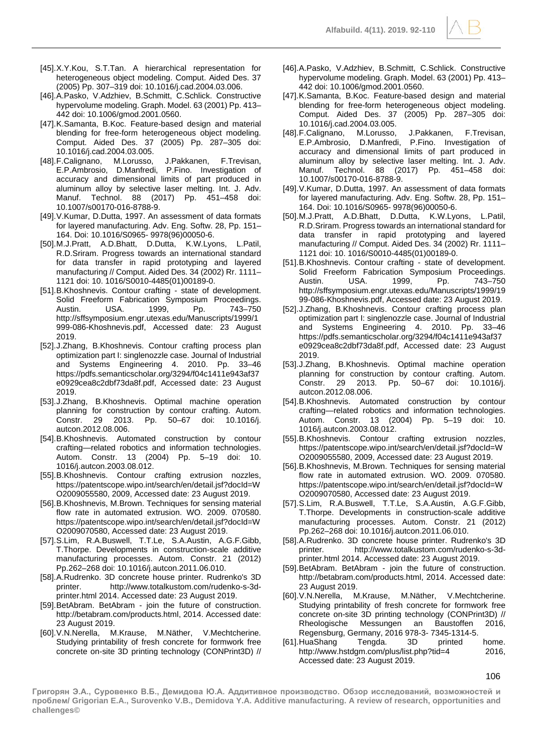[45].X.Y.Kou, S.T.Tan. A hierarchical representation for heterogeneous object modeling. Comput. Aided Des. 37 (2005) Pp. 307–319 doi: 10.1016/j.cad.2004.03.006.

[46].A.Pasko, V.Adzhiev, B.Schmitt, C.Schlick. Constructive hypervolume modeling. Graph. Model. 63 (2001) Pp. 413–442 doi: 10.1006/gmod.2001.0560.

[47].K.Samanta, B.Koc. Feature-based design and material blending for free-form heterogeneous object modeling. Comput. Aided Des. 37 (2005) Pp. 287–305 doi: 10.1016/j.cad.2004.03.005.

[48].F.Calignano, M.Lorusso, J.Pakkanen, F.Trevisan, E.P.Ambrosio, D.Manfredi, P.Fino. Investigation of accuracy and dimensional limits of part produced in aluminum alloy by selective laser melting. Int. J. Adv. Manuf. Technol. 88 (2017) Pp. 451–458 doi: 10.1007/s00170-016-8788-9.

[49].V.Kumar, D.Dutta, 1997. An assessment of data formats for layered manufacturing. Adv. Eng. Softw. 28, Pp. 151–164. Doi: 10.1016/S0965- 9978(96)00050-6.

[50].M.J.Pratt, A.D.Bhatt, D.Dutta, K.W.Lyons, L.Patil, R.D.Sriram. Progress towards an international standard for data transfer in rapid prototyping and layered manufacturing // Comput. Aided Des. 34 (2002) Rr. 1111–1121 doi: 10. 1016/S0010-4485(01)00189-0.

[51].B.Khoshnevis. Contour crafting - state of development. Solid Freeform Fabrication Symposium Proceedings. Austin. USA. 1999, Pp. 743–750 http://sffsymposium.engr.utexas.edu/Manuscripts/1999/1999-086-Khoshnevis.pdf, Accessed date: 23 August 2019.

[52].J.Zhang, B.Khoshnevis. Contour crafting process plan optimization part I: singlenozzle case. Journal of Industrial and Systems Engineering 4. 2010. Pp. 33–46 https://pdfs.semanticscholar.org/3294/f04c1411e943af37e0929cea8c2dbf73da8f.pdf, Accessed date: 23 August 2019.

[53].J.Zhang, B.Khoshnevis. Optimal machine operation planning for construction by contour crafting. Autom. Constr. 29 2013. Pp. 50–67 doi: 10.1016/j. autcon.2012.08.006.

[54].B.Khoshnevis. Automated construction by contour crafting—related robotics and information technologies. Autom. Constr. 13 (2004) Pp. 5–19 doi: 10. 1016/j.autcon.2003.08.012.

[55].B.Khoshnevis. Contour crafting extrusion nozzles, https://patentscope.wipo.int/search/en/detail.jsf?docId=WO2009055580, 2009, Accessed date: 23 August 2019.

[56].B.Khoshnevis, M.Brown. Techniques for sensing material flow rate in automated extrusion. WO. 2009. 070580. https://patentscope.wipo.int/search/en/detail.jsf?docId=WO2009070580, Accessed date: 23 August 2019.

[57].S.Lim, R.A.Buswell, T.T.Le, S.A.Austin, A.G.F.Gibb, T.Thorpe. Developments in construction-scale additive manufacturing processes. Autom. Constr. 21 (2012) Pp.262–268 doi: 10.1016/j.autcon.2011.06.010.

[58].A.Rudrenko. 3D concrete house printer. Rudrenko's 3D printer. http://www.totalkustom.com/rudenko-s-3d-printer.html 2014. Accessed date: 23 August 2019.

[59].BetAbram. BetAbram - join the future of construction. http://betabram.com/products.html, 2014. Accessed date: 23 August 2019.

[60].V.N.Nerella, M.Krause, M.Näther, V.Mechtcherine. Studying printability of fresh concrete for formwork free concrete on-site 3D printing technology (CONPrint3D) // Rheologische Messungen an Baustoffen 2016, Regensburg, Germany, 2016 978-3- 7345-1314-5.

[61].HuaShang Tengda. 3D printed home. http://www.hstdgm.com/plus/list.php?tid=4 2016, Accessed date: 23 August 2019.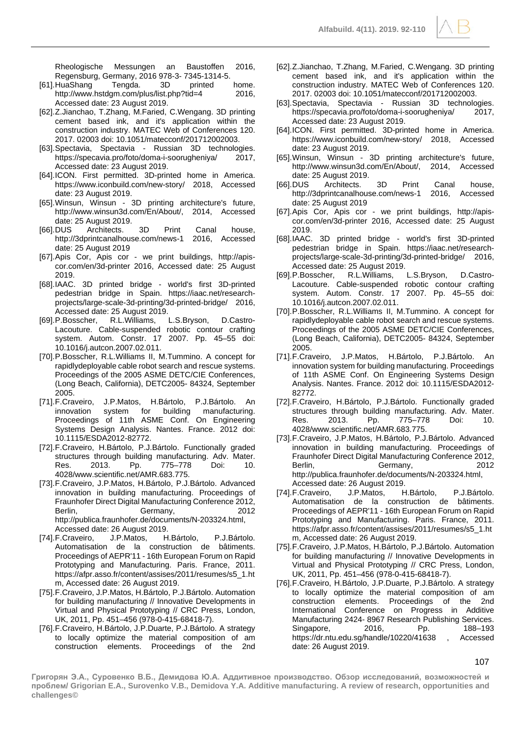Rheologische Messungen an Baustoffen 2016, Regensburg, Germany, 2016 978-3- 7345-1314-5.

[61].HuaShang Tengda. 3D printed home. http://www.hstdgm.com/plus/list.php?tid=4 2016, Accessed date: 23 August 2019.

[62].Z.Jianchao, T.Zhang, M.Faried, C.Wengang. 3D printing cement based ink, and it's application within the construction industry. MATEC Web of Conferences 120. 2017. 02003 doi: 10.1051/matecconf/201712002003.

[63].Spectavia, Spectavia - Russian 3D technologies. https://specavia.pro/foto/doma-i-soorugheniya/ 2017, Accessed date: 23 August 2019.

[64].ICON. First permitted. 3D-printed home in America. https://www.iconbuild.com/new-story/ 2018, Accessed date: 23 August 2019.

[65].Winsun, Winsun - 3D printing architecture's future, http://www.winsun3d.com/En/About/, 2014, Accessed date: 25 August 2019.

[66].DUS Architects. 3D Print Canal house, http://3dprintcanalhouse.com/news-1 2016, Accessed date: 25 August 2019

[67].Apis Cor, Apis cor - we print buildings, http://apis-cor.com/en/3d-printer 2016, Accessed date: 25 August 2019.

[68].IAAC. 3D printed bridge - world's first 3D-printed pedestrian bridge in Spain. https://iaac.net/research-projects/large-scale-3d-printing/3d-printed-bridge/ 2016, Accessed date: 25 August 2019.

[69].P.Bosscher, R.L.Williams, L.S.Bryson, D.Castro-Lacouture. Cable-suspended robotic contour crafting system. Autom. Constr. 17 2007. Pp. 45–55 doi: 10.1016/j.autcon.2007.02.011.

[70].P.Bosscher, R.L.Williams II, M.Tummino. A concept for rapidlydeployable cable robot search and rescue systems. Proceedings of the 2005 ASME DETC/CIE Conferences, (Long Beach, California), DETC2005- 84324, September 2005.

[71].F.Craveiro, J.P.Matos, H.Bártolo, P.J.Bártolo. An innovation system for building manufacturing. Proceedings of 11th ASME Conf. On Engineering Systems Design Analysis. Nantes. France. 2012 doi: 10.1115/ESDA2012-82772.

[72].F.Craveiro, H.Bártolo, P.J.Bártolo. Functionally graded structures through building manufacturing. Adv. Mater. Res. 2013. Pp. 775–778 Doi: 10. 4028/www.scientific.net/AMR.683.775.

[73].F.Craveiro, J.P.Matos, H.Bártolo, P.J.Bártolo. Advanced innovation in building manufacturing. Proceedings of Fraunhofer Direct Digital Manufacturing Conference 2012, Berlin, Germany, 2012 http://publica.fraunhofer.de/documents/N-203324.html, Accessed date: 26 August 2019.

[74].F.Craveiro, J.P.Matos, H.Bártolo, P.J.Bártolo. Automatisation de la construction de bâtiments. Proceedings of AEPR'11 - 16th European Forum on Rapid Prototyping and Manufacturing. Paris. France, 2011. https://afpr.asso.fr/content/assises/2011/resumes/s5_1.htm, Accessed date: 26 August 2019.

[75].F.Craveiro, J.P.Matos, H.Bártolo, P.J.Bártolo. Automation for building manufacturing // Innovative Developments in Virtual and Physical Prototyping // CRC Press, London, UK, 2011, Pp. 451–456 (978-0-415-68418-7).

[76].F.Craveiro, H.Bártolo, J.P.Duarte, P.J.Bártolo. A strategy to locally optimize the material composition of am construction elements. Proceedings of the 2nd International Conference on Progress in Additive Manufacturing 2424- 8967 Research Publishing Services. Singapore, 2016, Pp. 188–193 https://dr.ntu.edu.sg/handle/10220/41638 , Accessed date: 26 August 2019.

[62].Z.Jianchao, T.Zhang, M.Faried, C.Wengang. 3D printing cement based ink, and it's application within the construction industry. MATEC Web of Conferences 120. 2017. 02003 doi: 10.1051/matecconf/201712002003.

[63].Spectavia, Spectavia - Russian 3D technologies. https://specavia.pro/foto/doma-i-soorugheniya/ 2017, Accessed date: 23 August 2019.

[64].ICON. First permitted. 3D-printed home in America. https://www.iconbuild.com/new-story/ 2018, Accessed date: 23 August 2019.

[65].Winsun, Winsun - 3D printing architecture's future, http://www.winsun3d.com/En/About/, 2014, Accessed date: 25 August 2019.

[66].DUS Architects. 3D Print Canal house, http://3dprintcanalhouse.com/news-1 2016, Accessed date: 25 August 2019

[67].Apis Cor, Apis cor - we print buildings, http://apis-cor.com/en/3d-printer 2016, Accessed date: 25 August 2019.

[68].IAAC. 3D printed bridge - world's first 3D-printed pedestrian bridge in Spain. https://iaac.net/research-projects/large-scale-3d-printing/3d-printed-bridge/ 2016, Accessed date: 25 August 2019.

[69].P.Bosscher, R.L.Williams, L.S.Bryson, D.Castro-Lacouture. Cable-suspended robotic contour crafting system. Autom. Constr. 17 2007. Pp. 45–55 doi: 10.1016/j.autcon.2007.02.011.

[70].P.Bosscher, R.L.Williams II, M.Tummino. A concept for rapidlydeployable cable robot search and rescue systems. Proceedings of the 2005 ASME DETC/CIE Conferences, (Long Beach, California), DETC2005- 84324, September 2005.

[71].F.Craveiro, J.P.Matos, H.Bártolo, P.J.Bártolo. An innovation system for building manufacturing. Proceedings of 11th ASME Conf. On Engineering Systems Design Analysis. Nantes. France. 2012 doi: 10.1115/ESDA2012-82772.

[72].F.Craveiro, H.Bártolo, P.J.Bártolo. Functionally graded structures through building manufacturing. Adv. Mater. Res. 2013. Pp. 775–778 Doi: 10. 4028/www.scientific.net/AMR.683.775.

[73].F.Craveiro, J.P.Matos, H.Bártolo, P.J.Bártolo. Advanced innovation in building manufacturing. Proceedings of Fraunhofer Direct Digital Manufacturing Conference 2012, Berlin, Germany, 2012 http://publica.fraunhofer.de/documents/N-203324.html, Accessed date: 26 August 2019.

[74].F.Craveiro, J.P.Matos, H.Bártolo, P.J.Bártolo. Automatisation de la construction de bâtiments. Proceedings of AEPR'11 - 16th European Forum on Rapid Prototyping and Manufacturing. Paris. France, 2011. https://afpr.asso.fr/content/assises/2011/resumes/s5_1.htm, Accessed date: 26 August 2019.

[75].F.Craveiro, J.P.Matos, H.Bártolo, P.J.Bártolo. Automation for building manufacturing // Innovative Developments in Virtual and Physical Prototyping // CRC Press, London, UK, 2011, Pp. 451–456 (978-0-415-68418-7).

[76].F.Craveiro, H.Bártolo, J.P.Duarte, P.J.Bártolo. A strategy to locally optimize the material composition of am construction elements. Proceedings of the 2nd International Conference on Progress in Additive Manufacturing 2424- 8967 Research Publishing Services. Singapore, 2016, Pp. 188–193 https://dr.ntu.edu.sg/handle/10220/41638 , Accessed date: 26 August 2019.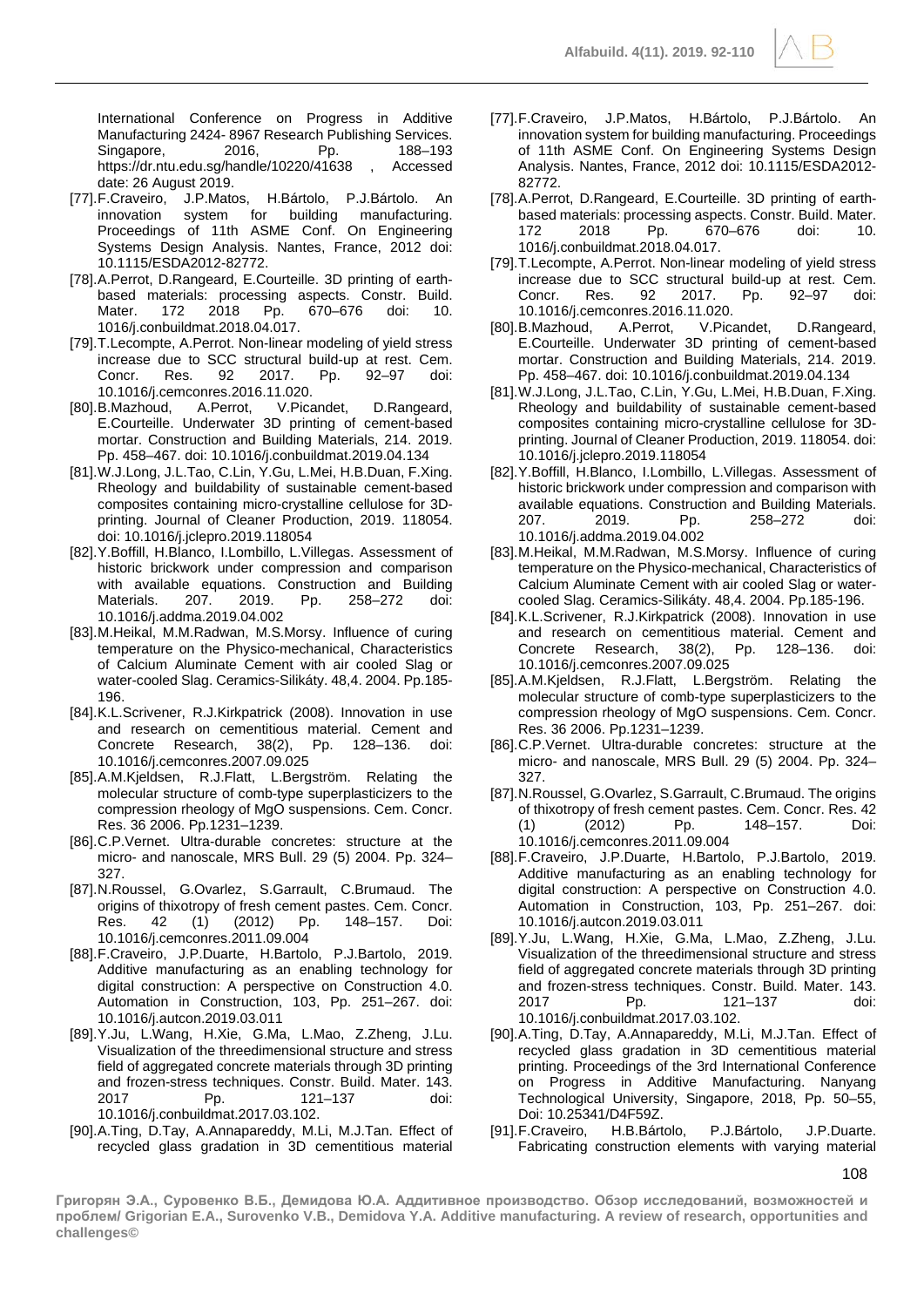International Conference on Progress in Additive Manufacturing 2424- 8967 Research Publishing Services. Singapore, 2016, Pp. 188–193 https://dr.ntu.edu.sg/handle/10220/41638 , Accessed date: 26 August 2019.

[77].F.Craveiro, J.P.Matos, H.Bártolo, P.J.Bártolo. An innovation system for building manufacturing. Proceedings of 11th ASME Conf. On Engineering Systems Design Analysis. Nantes, France, 2012 doi: 10.1115/ESDA2012-82772.

[78].A.Perrot, D.Rangeard, E.Courteille. 3D printing of earth-based materials: processing aspects. Constr. Build. Mater. 172 2018 Pp. 670–676 doi: 10. 1016/j.conbuildmat.2018.04.017.

[79].T.Lecompte, A.Perrot. Non-linear modeling of yield stress increase due to SCC structural build-up at rest. Cem. Concr. Res. 92 2017. Pp. 92–97 doi: 10.1016/j.cemconres.2016.11.020.

[80].B.Mazhoud, A.Perrot, V.Picandet, D.Rangeard, E.Courteille. Underwater 3D printing of cement-based mortar. Construction and Building Materials, 214. 2019. Pp. 458–467. doi: 10.1016/j.conbuildmat.2019.04.134

[81].W.J.Long, J.L.Tao, C.Lin, Y.Gu, L.Mei, H.B.Duan, F.Xing. Rheology and buildability of sustainable cement-based composites containing micro-crystalline cellulose for 3D-printing. Journal of Cleaner Production, 2019. 118054. doi: 10.1016/j.jclepro.2019.118054

[82].Y.Boffill, H.Blanco, I.Lombillo, L.Villegas. Assessment of historic brickwork under compression and comparison with available equations. Construction and Building Materials. 207. 2019. Pp. 258–272 doi: 10.1016/j.addma.2019.04.002

[83].M.Heikal, M.M.Radwan, M.S.Morsy. Influence of curing temperature on the Physico-mechanical, Characteristics of Calcium Aluminate Cement with air cooled Slag or water-cooled Slag. Ceramics-Silikáty. 48,4. 2004. Pp.185-196.

[84].K.L.Scrivener, R.J.Kirkpatrick (2008). Innovation in use and research on cementitious material. Cement and Concrete Research, 38(2), Pp. 128–136. doi: 10.1016/j.cemconres.2007.09.025

[85].A.M.Kjeldsen, R.J.Flatt, L.Bergström. Relating the molecular structure of comb-type superplasticizers to the compression rheology of MgO suspensions. Cem. Concr. Res. 36 2006. Pp.1231–1239.

[86].C.P.Vernet. Ultra-durable concretes: structure at the micro- and nanoscale, MRS Bull. 29 (5) 2004. Pp. 324–327.

[87].N.Roussel, G.Ovarlez, S.Garrault, C.Brumaud. The origins of thixotropy of fresh cement pastes. Cem. Concr. Res. 42 (1) (2012) Pp. 148–157. Doi: 10.1016/j.cemconres.2011.09.004

[88].F.Craveiro, J.P.Duarte, H.Bartolo, P.J.Bartolo, 2019. Additive manufacturing as an enabling technology for digital construction: A perspective on Construction 4.0. Automation in Construction, 103, Pp. 251–267. doi: 10.1016/j.autcon.2019.03.011

[89].Y.Ju, L.Wang, H.Xie, G.Ma, L.Mao, Z.Zheng, J.Lu. Visualization of the threedimensional structure and stress field of aggregated concrete materials through 3D printing and frozen-stress techniques. Constr. Build. Mater. 143. 2017 Pp. 121–137 doi: 10.1016/j.conbuildmat.2017.03.102.

[90].A.Ting, D.Tay, A.Annapareddy, M.Li, M.J.Tan. Effect of recycled glass gradation in 3D cementitious material

[77].F.Craveiro, J.P.Matos, H.Bártolo, P.J.Bártolo. An innovation system for building manufacturing. Proceedings of 11th ASME Conf. On Engineering Systems Design Analysis. Nantes, France, 2012 doi: 10.1115/ESDA2012-82772.

[78].A.Perrot, D.Rangeard, E.Courteille. 3D printing of earth-based materials: processing aspects. Constr. Build. Mater. 172 2018 Pp. 670–676 doi: 10. 1016/j.conbuildmat.2018.04.017.

[79].T.Lecompte, A.Perrot. Non-linear modeling of yield stress increase due to SCC structural build-up at rest. Cem. Concr. Res. 92 2017. Pp. 92–97 doi: 10.1016/j.cemconres.2016.11.020.

[80].B.Mazhoud, A.Perrot, V.Picandet, D.Rangeard, E.Courteille. Underwater 3D printing of cement-based mortar. Construction and Building Materials, 214. 2019. Pp. 458–467. doi: 10.1016/j.conbuildmat.2019.04.134

[81].W.J.Long, J.L.Tao, C.Lin, Y.Gu, L.Mei, H.B.Duan, F.Xing. Rheology and buildability of sustainable cement-based composites containing micro-crystalline cellulose for 3D-printing. Journal of Cleaner Production, 2019. 118054. doi: 10.1016/j.jclepro.2019.118054

[82].Y.Boffill, H.Blanco, I.Lombillo, L.Villegas. Assessment of historic brickwork under compression and comparison with available equations. Construction and Building Materials. 207. 2019. Pp. 258–272 doi: 10.1016/j.addma.2019.04.002

[83].M.Heikal, M.M.Radwan, M.S.Morsy. Influence of curing temperature on the Physico-mechanical, Characteristics of Calcium Aluminate Cement with air cooled Slag or water-cooled Slag. Ceramics-Silikáty. 48,4. 2004. Pp.185-196.

[84].K.L.Scrivener, R.J.Kirkpatrick (2008). Innovation in use and research on cementitious material. Cement and Concrete Research, 38(2), Pp. 128–136. doi: 10.1016/j.cemconres.2007.09.025

[85].A.M.Kjeldsen, R.J.Flatt, L.Bergström. Relating the molecular structure of comb-type superplasticizers to the compression rheology of MgO suspensions. Cem. Concr. Res. 36 2006. Pp.1231–1239.

[86].C.P.Vernet. Ultra-durable concretes: structure at the micro- and nanoscale, MRS Bull. 29 (5) 2004. Pp. 324–327.

[87].N.Roussel, G.Ovarlez, S.Garrault, C.Brumaud. The origins of thixotropy of fresh cement pastes. Cem. Concr. Res. 42 (1) (2012) Pp. 148–157. Doi: 10.1016/j.cemconres.2011.09.004

[88].F.Craveiro, J.P.Duarte, H.Bartolo, P.J.Bartolo, 2019. Additive manufacturing as an enabling technology for digital construction: A perspective on Construction 4.0. Automation in Construction, 103, Pp. 251–267. doi: 10.1016/j.autcon.2019.03.011

[89].Y.Ju, L.Wang, H.Xie, G.Ma, L.Mao, Z.Zheng, J.Lu. Visualization of the threedimensional structure and stress field of aggregated concrete materials through 3D printing and frozen-stress techniques. Constr. Build. Mater. 143. 2017 Pp. 121–137 doi: 10.1016/j.conbuildmat.2017.03.102.

[90].A.Ting, D.Tay, A.Annapareddy, M.Li, M.J.Tan. Effect of recycled glass gradation in 3D cementitious material printing. Proceedings of the 3rd International Conference on Progress in Additive Manufacturing. Nanyang Technological University, Singapore, 2018, Pp. 50–55, Doi: 10.25341/D4F59Z.

[91].F.Craveiro, H.B.Bártolo, P.J.Bártolo, J.P.Duarte. Fabricating construction elements with varying material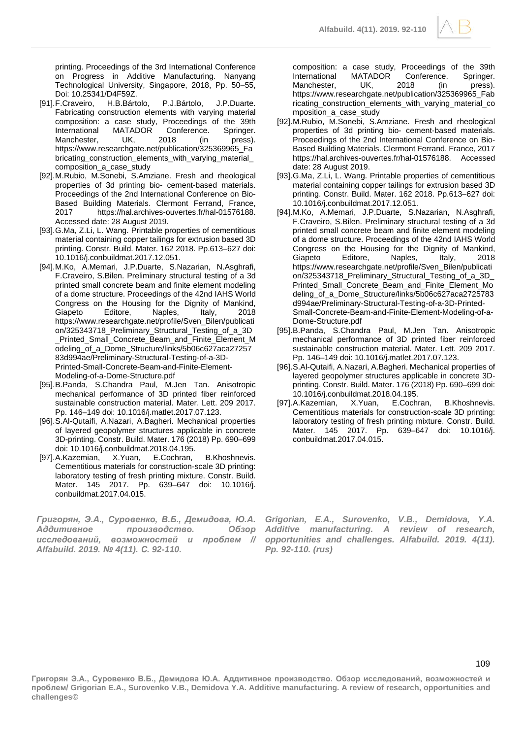printing. Proceedings of the 3rd International Conference on Progress in Additive Manufacturing. Nanyang Technological University, Singapore, 2018, Pp. 50–55, Doi: 10.25341/D4F59Z.

[91]. F.Craveiro, H.B.Bártolo, P.J.Bártolo, J.P.Duarte. Fabricating construction elements with varying material composition: a case study, Proceedings of the 39th International MATADOR Conference. Springer. Manchester, UK, 2018 (in press). https://www.researchgate.net/publication/325369965_Fabricating_construction_elements_with_varying_material_composition_a_case_study

[92]. M.Rubio, M.Sonebi, S.Amziane. Fresh and rheological properties of 3d printing bio- cement-based materials. Proceedings of the 2nd International Conference on Bio-Based Building Materials. Clermont Ferrand, France, 2017 https://hal.archives-ouvertes.fr/hal-01576188. Accessed date: 28 August 2019.

[93]. G.Ma, Z.Li, L. Wang. Printable properties of cementitious material containing copper tailings for extrusion based 3D printing. Constr. Build. Mater. 162 2018. Pp.613–627 doi: 10.1016/j.conbuildmat.2017.12.051.

[94]. M.Ko, A.Memari, J.P.Duarte, S.Nazarian, N.Asghrafi, F.Craveiro, S.Bilen. Preliminary structural testing of a 3d printed small concrete beam and finite element modeling of a dome structure. Proceedings of the 42nd IAHS World Congress on the Housing for the Dignity of Mankind, Giapeto Editore, Naples, Italy, 2018 https://www.researchgate.net/profile/Sven_Bilen/publication/325343718_Preliminary_Structural_Testing_of_a_3D_Printed_Small_Concrete_Beam_and_Finite_Element_Modeling_of_a_Dome_Structure/links/5b06c627aca2725783d994ae/Preliminary-Structural-Testing-of-a-3D-Printed-Small-Concrete-Beam-and-Finite-Element-Modeling-of-a-Dome-Structure.pdf

[95]. B.Panda, S.Chandra Paul, M.Jen Tan. Anisotropic mechanical performance of 3D printed fiber reinforced sustainable construction material. Mater. Lett. 209 2017. Pp. 146–149 doi: 10.1016/j.matlet.2017.07.123.

[96]. S.Al-Qutaifi, A.Nazari, A.Bagheri. Mechanical properties of layered geopolymer structures applicable in concrete 3D-printing. Constr. Build. Mater. 176 (2018) Pp. 690–699 doi: 10.1016/j.conbuildmat.2018.04.195.

[97]. A.Kazemian, X.Yuan, E.Cochran, B.Khoshnevis. Cementitious materials for construction-scale 3D printing: laboratory testing of fresh printing mixture. Constr. Build. Mater. 145 2017. Pp. 639–647 doi: 10.1016/j.conbuildmat.2017.04.015.

***Григорян, Э.А., Суровенко, В.Б., Демидова, Ю.А. Аддитивное производство. Обзор исследований, возможностей и проблем // Alfabuild. 2019. № 4(11). С. 92-110.***

***Grigorian, E.A., Surovenko, V.B., Demidova, Y.A. Additive manufacturing. A review of research, opportunities and challenges. Alfabuild. 2019. 4(11). Pp. 92-110. (rus)***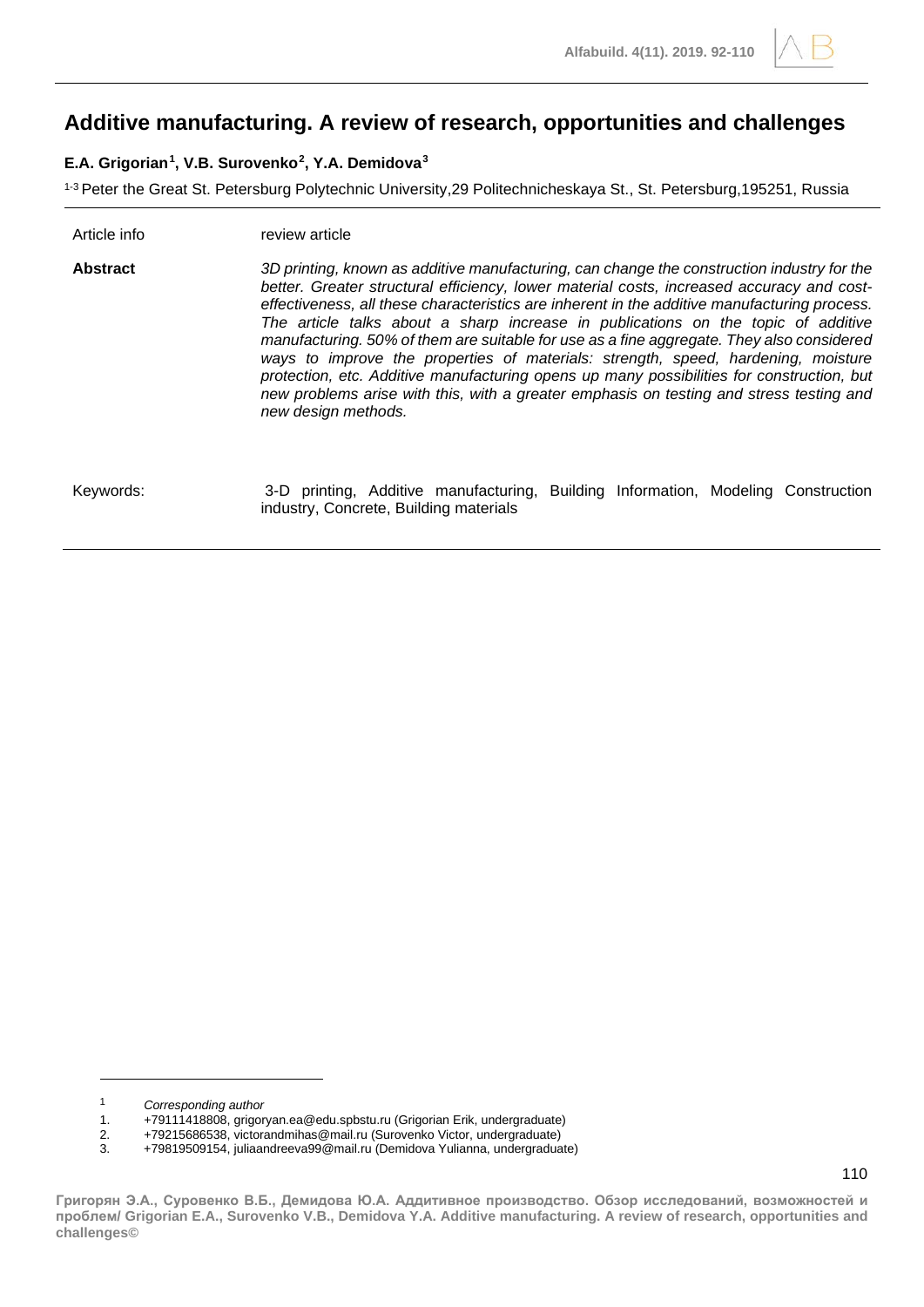# Additive manufacturing. A review of research, opportunities and challenges

**E.A. Grigorian[1], V.B. Surovenko[2], Y.A. Demidova[3]**

[1-3] Peter the Great St. Petersburg Polytechnic University,29 Politechnicheskaya St., St. Petersburg,195251, Russia

| | |
|---|---|
| Article info | review article |
| **Abstract** | *3D printing, known as additive manufacturing, can change the construction industry for the better. Greater structural efficiency, lower material costs, increased accuracy and cost-effectiveness, all these characteristics are inherent in the additive manufacturing process. The article talks about a sharp increase in publications on the topic of additive manufacturing. 50% of them are suitable for use as a fine aggregate. They also considered ways to improve the properties of materials: strength, speed, hardening, moisture protection, etc. Additive manufacturing opens up many possibilities for construction, but new problems arise with this, with a greater emphasis on testing and stress testing and new design methods.* |
| Keywords: | 3-D printing, Additive manufacturing, Building Information, Modeling Construction industry, Concrete, Building materials |

[1] *Corresponding author*

1. +79111418808, grigoryan.ea@edu.spbstu.ru (Grigorian Erik, undergraduate)
2. +79215686538, victorandmihas@mail.ru (Surovenko Victor, undergraduate)
3. +79819509154, juliaandreeva99@mail.ru (Demidova Yulianna, undergraduate)

**Григорян Э.А., Суровенко В.Б., Демидова Ю.А. Аддитивное производство. Обзор исследований, возможностей и проблем/ Grigorian E.A., Surovenko V.B., Demidova Y.A. Additive manufacturing. A review of research, opportunities and challenges©**